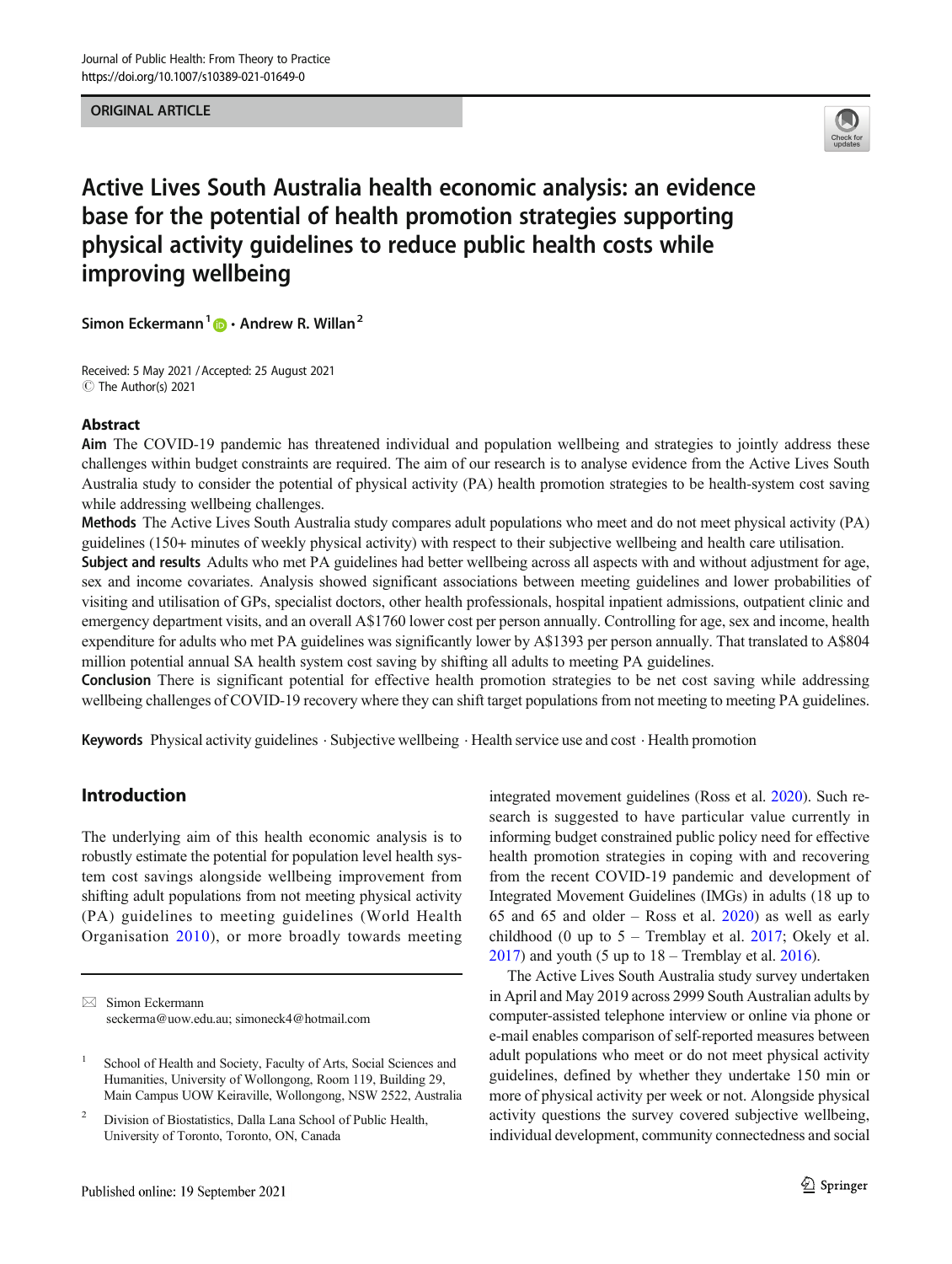ORIGINAL ARTICLE

# Active Lives South Australia health economic analysis: an evidence base for the potential of health promotion strategies supporting physical activity guidelines to reduce public health costs while improving wellbeing

**Simon Eckermann**[1] **· Andrew R. Willan**[2]

Received: 5 May 2021 / Accepted: 25 August 2021
© The Author(s) 2021

## Abstract

**Aim** The COVID-19 pandemic has threatened individual and population wellbeing and strategies to jointly address these challenges within budget constraints are required. The aim of our research is to analyse evidence from the Active Lives South Australia study to consider the potential of physical activity (PA) health promotion strategies to be health-system cost saving while addressing wellbeing challenges.

**Methods** The Active Lives South Australia study compares adult populations who meet and do not meet physical activity (PA) guidelines (150+ minutes of weekly physical activity) with respect to their subjective wellbeing and health care utilisation.

**Subject and results** Adults who met PA guidelines had better wellbeing across all aspects with and without adjustment for age, sex and income covariates. Analysis showed significant associations between meeting guidelines and lower probabilities of visiting and utilisation of GPs, specialist doctors, other health professionals, hospital inpatient admissions, outpatient clinic and emergency department visits, and an overall A$1760 lower cost per person annually. Controlling for age, sex and income, health expenditure for adults who met PA guidelines was significantly lower by A$1393 per person annually. That translated to A$804 million potential annual SA health system cost saving by shifting all adults to meeting PA guidelines.

**Conclusion** There is significant potential for effective health promotion strategies to be net cost saving while addressing wellbeing challenges of COVID-19 recovery where they can shift target populations from not meeting to meeting PA guidelines.

**Keywords** Physical activity guidelines · Subjective wellbeing · Health service use and cost · Health promotion

## Introduction

The underlying aim of this health economic analysis is to robustly estimate the potential for population level health system cost savings alongside wellbeing improvement from shifting adult populations from not meeting physical activity (PA) guidelines to meeting guidelines (World Health Organisation 2010), or more broadly towards meeting integrated movement guidelines (Ross et al. 2020). Such research is suggested to have particular value currently in informing budget constrained public policy need for effective health promotion strategies in coping with and recovering from the recent COVID-19 pandemic and development of Integrated Movement Guidelines (IMGs) in adults (18 up to 65 and 65 and older – Ross et al. 2020) as well as early childhood (0 up to 5 – Tremblay et al. 2017; Okely et al. 2017) and youth (5 up to 18 – Tremblay et al. 2016).

The Active Lives South Australia study survey undertaken in April and May 2019 across 2999 South Australian adults by computer-assisted telephone interview or online via phone or e-mail enables comparison of self-reported measures between adult populations who meet or do not meet physical activity guidelines, defined by whether they undertake 150 min or more of physical activity per week or not. Alongside physical activity questions the survey covered subjective wellbeing, individual development, community connectedness and social

---

✉ Simon Eckermann
seckerma@uow.edu.au; simoneck4@hotmail.com

[1] School of Health and Society, Faculty of Arts, Social Sciences and Humanities, University of Wollongong, Room 119, Building 29, Main Campus UOW Keiraville, Wollongong, NSW 2522, Australia

[2] Division of Biostatistics, Dalla Lana School of Public Health, University of Toronto, Toronto, ON, Canada

Published online: 19 September 2021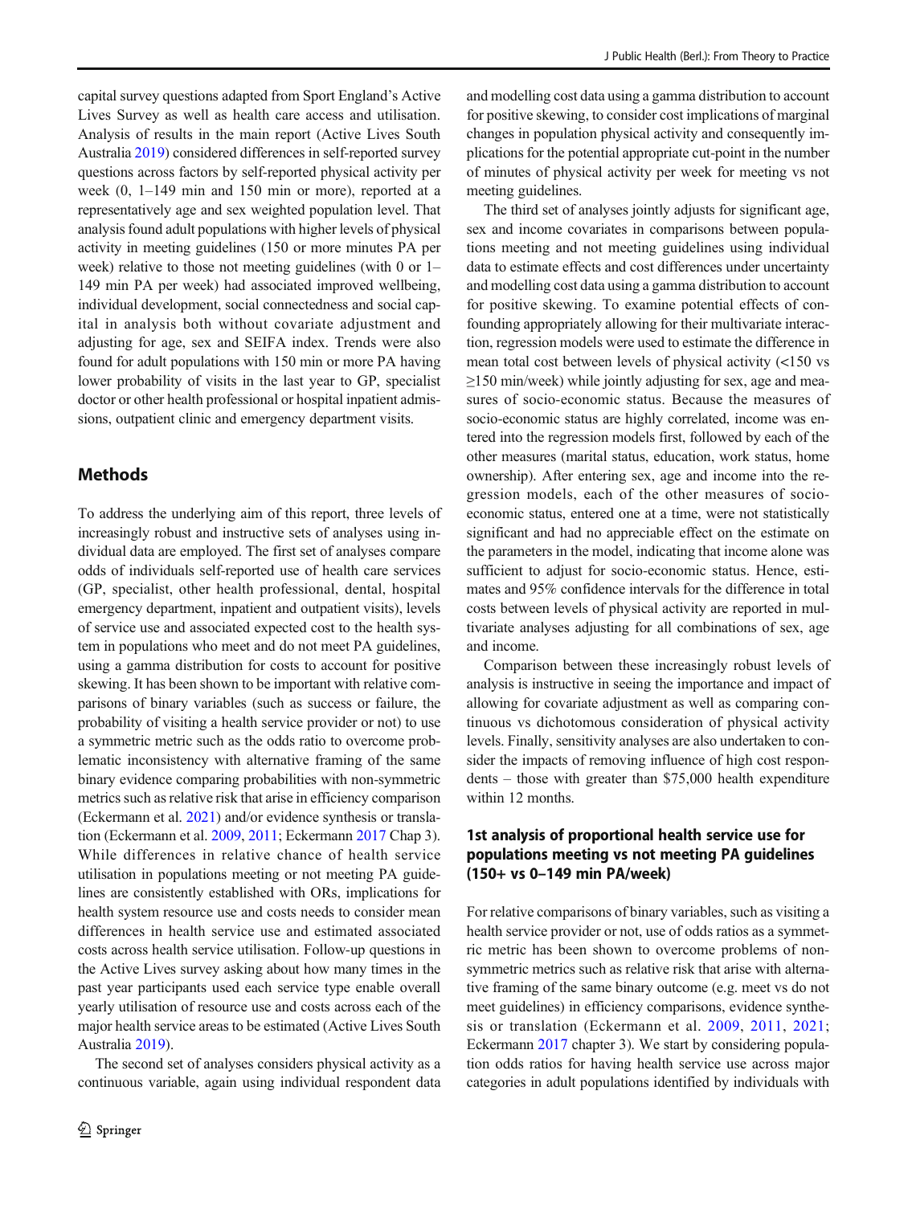capital survey questions adapted from Sport England's Active Lives Survey as well as health care access and utilisation. Analysis of results in the main report (Active Lives South Australia 2019) considered differences in self-reported survey questions across factors by self-reported physical activity per week (0, 1–149 min and 150 min or more), reported at a representatively age and sex weighted population level. That analysis found adult populations with higher levels of physical activity in meeting guidelines (150 or more minutes PA per week) relative to those not meeting guidelines (with 0 or 1–149 min PA per week) had associated improved wellbeing, individual development, social connectedness and social capital in analysis both without covariate adjustment and adjusting for age, sex and SEIFA index. Trends were also found for adult populations with 150 min or more PA having lower probability of visits in the last year to GP, specialist doctor or other health professional or hospital inpatient admissions, outpatient clinic and emergency department visits.

## Methods

To address the underlying aim of this report, three levels of increasingly robust and instructive sets of analyses using individual data are employed. The first set of analyses compare odds of individuals self-reported use of health care services (GP, specialist, other health professional, dental, hospital emergency department, inpatient and outpatient visits), levels of service use and associated expected cost to the health system in populations who meet and do not meet PA guidelines, using a gamma distribution for costs to account for positive skewing. It has been shown to be important with relative comparisons of binary variables (such as success or failure, the probability of visiting a health service provider or not) to use a symmetric metric such as the odds ratio to overcome problematic inconsistency with alternative framing of the same binary evidence comparing probabilities with non-symmetric metrics such as relative risk that arise in efficiency comparison (Eckermann et al. 2021) and/or evidence synthesis or translation (Eckermann et al. 2009, 2011; Eckermann 2017 Chap 3). While differences in relative chance of health service utilisation in populations meeting or not meeting PA guidelines are consistently established with ORs, implications for health system resource use and costs needs to consider mean differences in health service use and estimated associated costs across health service utilisation. Follow-up questions in the Active Lives survey asking about how many times in the past year participants used each service type enable overall yearly utilisation of resource use and costs across each of the major health service areas to be estimated (Active Lives South Australia 2019).

The second set of analyses considers physical activity as a continuous variable, again using individual respondent data and modelling cost data using a gamma distribution to account for positive skewing, to consider cost implications of marginal changes in population physical activity and consequently implications for the potential appropriate cut-point in the number of minutes of physical activity per week for meeting vs not meeting guidelines.

The third set of analyses jointly adjusts for significant age, sex and income covariates in comparisons between populations meeting and not meeting guidelines using individual data to estimate effects and cost differences under uncertainty and modelling cost data using a gamma distribution to account for positive skewing. To examine potential effects of confounding appropriately allowing for their multivariate interaction, regression models were used to estimate the difference in mean total cost between levels of physical activity (<150 vs ≥150 min/week) while jointly adjusting for sex, age and measures of socio-economic status. Because the measures of socio-economic status are highly correlated, income was entered into the regression models first, followed by each of the other measures (marital status, education, work status, home ownership). After entering sex, age and income into the regression models, each of the other measures of socio-economic status, entered one at a time, were not statistically significant and had no appreciable effect on the estimate on the parameters in the model, indicating that income alone was sufficient to adjust for socio-economic status. Hence, estimates and 95% confidence intervals for the difference in total costs between levels of physical activity are reported in multivariate analyses adjusting for all combinations of sex, age and income.

Comparison between these increasingly robust levels of analysis is instructive in seeing the importance and impact of allowing for covariate adjustment as well as comparing continuous vs dichotomous consideration of physical activity levels. Finally, sensitivity analyses are also undertaken to consider the impacts of removing influence of high cost respondents – those with greater than $75,000 health expenditure within 12 months.

### 1st analysis of proportional health service use for populations meeting vs not meeting PA guidelines (150+ vs 0–149 min PA/week)

For relative comparisons of binary variables, such as visiting a health service provider or not, use of odds ratios as a symmetric metric has been shown to overcome problems of non-symmetric metrics such as relative risk that arise with alternative framing of the same binary outcome (e.g. meet vs do not meet guidelines) in efficiency comparisons, evidence synthesis or translation (Eckermann et al. 2009, 2011, 2021; Eckermann 2017 chapter 3). We start by considering population odds ratios for having health service use across major categories in adult populations identified by individuals with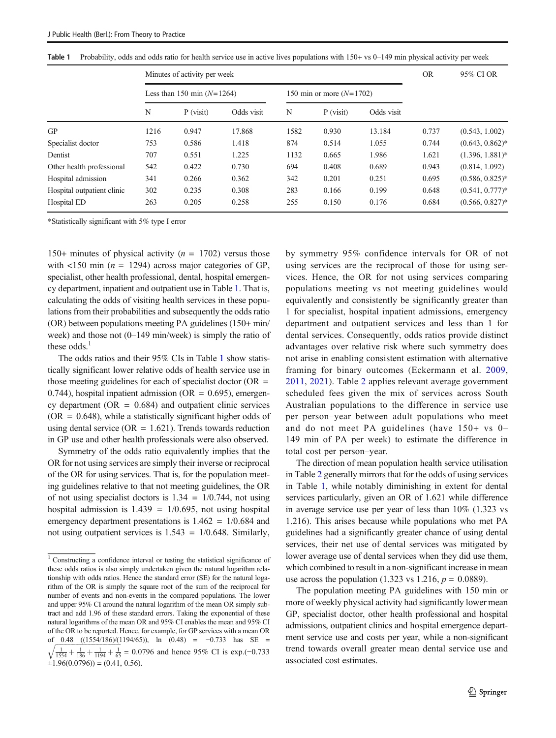**Table 1** Probability, odds and odds ratio for health service use in active lives populations with 150+ vs 0–149 min physical activity per week

| | Minutes of activity per week | | | | | | OR | 95% CI OR |
|---|---|---|---|---|---|---|---|---|
| | Less than 150 min ($N$=1264) | | | 150 min or more ($N$=1702) | | | | |
| | N | P (visit) | Odds visit | N | P (visit) | Odds visit | | |
| GP | 1216 | 0.947 | 17.868 | 1582 | 0.930 | 13.184 | 0.737 | (0.543, 1.002) |
| Specialist doctor | 753 | 0.586 | 1.418 | 874 | 0.514 | 1.055 | 0.744 | (0.643, 0.862)* |
| Dentist | 707 | 0.551 | 1.225 | 1132 | 0.665 | 1.986 | 1.621 | (1.396, 1.881)* |
| Other health professional | 542 | 0.422 | 0.730 | 694 | 0.408 | 0.689 | 0.943 | (0.814, 1.092) |
| Hospital admission | 341 | 0.266 | 0.362 | 342 | 0.201 | 0.251 | 0.695 | (0.586, 0.825)* |
| Hospital outpatient clinic | 302 | 0.235 | 0.308 | 283 | 0.166 | 0.199 | 0.648 | (0.541, 0.777)* |
| Hospital ED | 263 | 0.205 | 0.258 | 255 | 0.150 | 0.176 | 0.684 | (0.566, 0.827)* |

*Statistically significant with 5% type I error

150+ minutes of physical activity ($n$ = 1702) versus those with <150 min ($n$ = 1294) across major categories of GP, specialist, other health professional, dental, hospital emergency department, inpatient and outpatient use in Table 1. That is, calculating the odds of visiting health services in these populations from their probabilities and subsequently the odds ratio (OR) between populations meeting PA guidelines (150+ min/week) and those not (0–149 min/week) is simply the ratio of these odds.[1]

The odds ratios and their 95% CIs in Table 1 show statistically significant lower relative odds of health service use in those meeting guidelines for each of specialist doctor (OR = 0.744), hospital inpatient admission (OR = 0.695), emergency department (OR = 0.684) and outpatient clinic services (OR = 0.648), while a statistically significant higher odds of using dental service (OR = 1.621). Trends towards reduction in GP use and other health professionals were also observed.

Symmetry of the odds ratio equivalently implies that the OR for not using services are simply their inverse or reciprocal of the OR for using services. That is, for the population meeting guidelines relative to that not meeting guidelines, the OR of not using specialist doctors is 1.34 = 1/0.744, not using hospital admission is 1.439 = 1/0.695, not using hospital emergency department presentations is 1.462 = 1/0.684 and not using outpatient services is 1.543 = 1/0.648. Similarly, by symmetry 95% confidence intervals for OR of not using services are the reciprocal of those for using services. Hence, the OR for not using services comparing populations meeting vs not meeting guidelines would equivalently and consistently be significantly greater than 1 for specialist, hospital inpatient admissions, emergency department and outpatient services and less than 1 for dental services. Consequently, odds ratios provide distinct advantages over relative risk where such symmetry does not arise in enabling consistent estimation with alternative framing for binary outcomes (Eckermann et al. 2009, 2011, 2021). Table 2 applies relevant average government scheduled fees given the mix of services across South Australian populations to the difference in service use per person–year between adult populations who meet and do not meet PA guidelines (have 150+ vs 0–149 min of PA per week) to estimate the difference in total cost per person–year.

The direction of mean population health service utilisation in Table 2 generally mirrors that for the odds of using services in Table 1, while notably diminishing in extent for dental services particularly, given an OR of 1.621 while difference in average service use per year of less than 10% (1.323 vs 1.216). This arises because while populations who met PA guidelines had a significantly greater chance of using dental services, their net use of dental services was mitigated by lower average use of dental services when they did use them, which combined to result in a non-significant increase in mean use across the population (1.323 vs 1.216, $p$ = 0.0889).

The population meeting PA guidelines with 150 min or more of weekly physical activity had significantly lower mean GP, specialist doctor, other health professional and hospital admissions, outpatient clinics and hospital emergence department service use and costs per year, while a non-significant trend towards overall greater mean dental service use and associated cost estimates.

[1] Constructing a confidence interval or testing the statistical significance of these odds ratios is also simply undertaken given the natural logarithm relationship with odds ratios. Hence the standard error (SE) for the natural logarithm of the OR is simply the square root of the sum of the reciprocal for number of events and non-events in the compared populations. The lower and upper 95% CI around the natural logarithm of the mean OR simply subtract and add 1.96 of these standard errors. Taking the exponential of these natural logarithms of the mean OR and 95% CI enables the mean and 95% CI of the OR to be reported. Hence, for example, for GP services with a mean OR of 0.48 ((1554/186)/(1194/65)), ln (0.48) = −0.733 has SE = $\sqrt{\frac{1}{1554}+\frac{1}{186}+\frac{1}{1194}+\frac{1}{65}}$ = 0.0796 and hence 95% CI is exp.(−0.733 ±1.96(0.0796)) = (0.41, 0.56).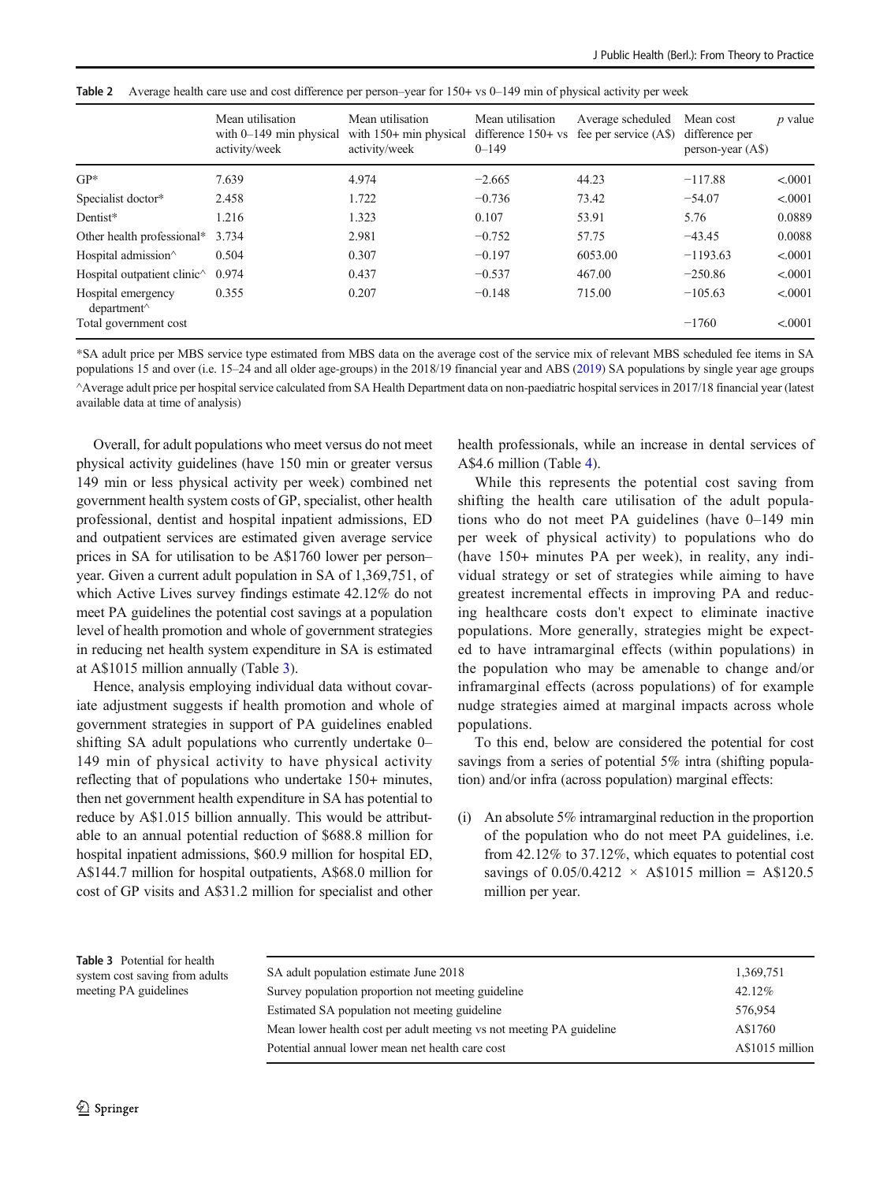**Table 2** Average health care use and cost difference per person–year for 150+ vs 0–149 min of physical activity per week

| | Mean utilisation with 0–149 min physical activity/week | Mean utilisation with 150+ min physical activity/week | Mean utilisation difference 150+ vs 0–149 | Average scheduled fee per service (A$) | Mean cost difference per person-year (A$) | *p* value |
|---|---|---|---|---|---|---|
| GP* | 7.639 | 4.974 | −2.665 | 44.23 | −117.88 | <.0001 |
| Specialist doctor* | 2.458 | 1.722 | −0.736 | 73.42 | −54.07 | <.0001 |
| Dentist* | 1.216 | 1.323 | 0.107 | 53.91 | 5.76 | 0.0889 |
| Other health professional* | 3.734 | 2.981 | −0.752 | 57.75 | −43.45 | 0.0088 |
| Hospital admission^ | 0.504 | 0.307 | −0.197 | 6053.00 | −1193.63 | <.0001 |
| Hospital outpatient clinic^ | 0.974 | 0.437 | −0.537 | 467.00 | −250.86 | <.0001 |
| Hospital emergency department^ | 0.355 | 0.207 | −0.148 | 715.00 | −105.63 | <.0001 |
| Total government cost | | | | | −1760 | <.0001 |

*SA adult price per MBS service type estimated from MBS data on the average cost of the service mix of relevant MBS scheduled fee items in SA populations 15 and over (i.e. 15–24 and all older age-groups) in the 2018/19 financial year and ABS (2019) SA populations by single year age groups

^Average adult price per hospital service calculated from SA Health Department data on non-paediatric hospital services in 2017/18 financial year (latest available data at time of analysis)

Overall, for adult populations who meet versus do not meet physical activity guidelines (have 150 min or greater versus 149 min or less physical activity per week) combined net government health system costs of GP, specialist, other health professional, dentist and hospital inpatient admissions, ED and outpatient services are estimated given average service prices in SA for utilisation to be A$1760 lower per person–year. Given a current adult population in SA of 1,369,751, of which Active Lives survey findings estimate 42.12% do not meet PA guidelines the potential cost savings at a population level of health promotion and whole of government strategies in reducing net health system expenditure in SA is estimated at A$1015 million annually (Table 3).

Hence, analysis employing individual data without covariate adjustment suggests if health promotion and whole of government strategies in support of PA guidelines enabled shifting SA adult populations who currently undertake 0–149 min of physical activity to have physical activity reflecting that of populations who undertake 150+ minutes, then net government health expenditure in SA has potential to reduce by A$1.015 billion annually. This would be attributable to an annual potential reduction of $688.8 million for hospital inpatient admissions, $60.9 million for hospital ED, A$144.7 million for hospital outpatients, A$68.0 million for cost of GP visits and A$31.2 million for specialist and other health professionals, while an increase in dental services of A$4.6 million (Table 4).

While this represents the potential cost saving from shifting the health care utilisation of the adult populations who do not meet PA guidelines (have 0–149 min per week of physical activity) to populations who do (have 150+ minutes PA per week), in reality, any individual strategy or set of strategies while aiming to have greatest incremental effects in improving PA and reducing healthcare costs don't expect to eliminate inactive populations. More generally, strategies might be expected to have intramarginal effects (within populations) in the population who may be amenable to change and/or inframarginal effects (across populations) of for example nudge strategies aimed at marginal impacts across whole populations.

To this end, below are considered the potential for cost savings from a series of potential 5% intra (shifting population) and/or infra (across population) marginal effects:

(i) An absolute 5% intramarginal reduction in the proportion of the population who do not meet PA guidelines, i.e. from 42.12% to 37.12%, which equates to potential cost savings of $0.05/0.4212 \times$ A$1015 million = A$120.5 million per year.

**Table 3** Potential for health system cost saving from adults meeting PA guidelines

| | |
|---|---|
| SA adult population estimate June 2018 | 1,369,751 |
| Survey population proportion not meeting guideline | 42.12% |
| Estimated SA population not meeting guideline | 576,954 |
| Mean lower health cost per adult meeting vs not meeting PA guideline | A$1760 |
| Potential annual lower mean net health care cost | A$1015 million |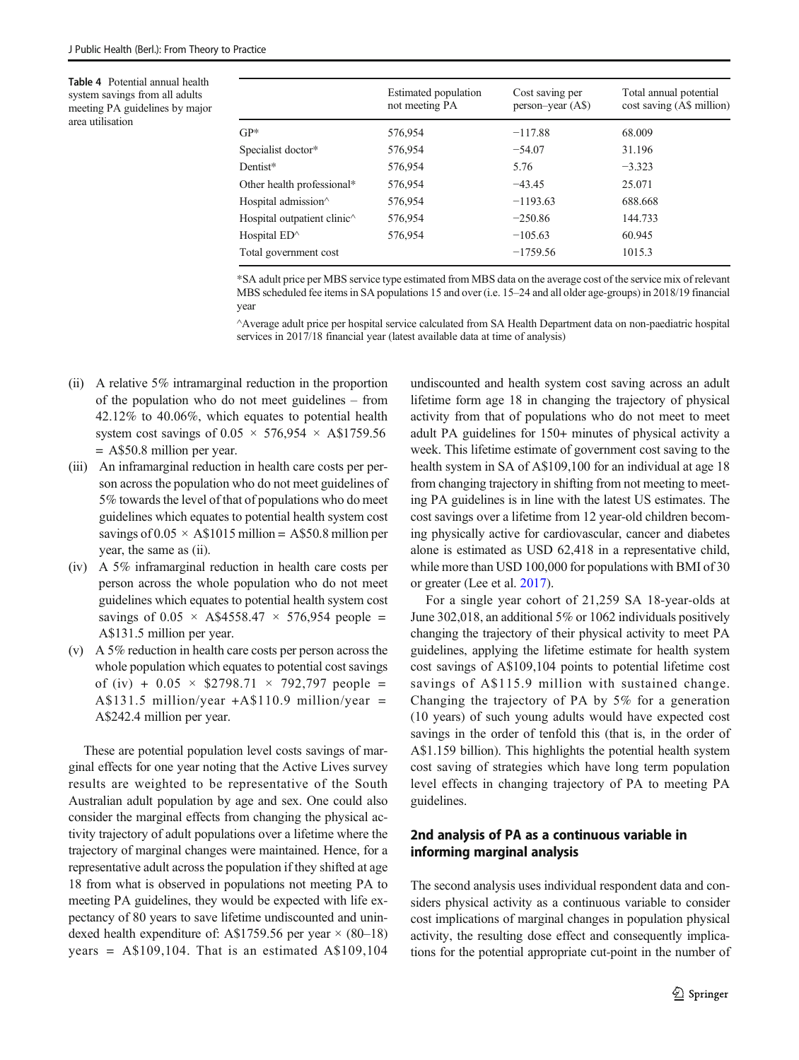**Table 4** Potential annual health system savings from all adults meeting PA guidelines by major area utilisation

| | Estimated population not meeting PA | Cost saving per person–year (A$) | Total annual potential cost saving (A$ million) |
|---|---|---|---|
| GP* | 576,954 | −117.88 | 68.009 |
| Specialist doctor* | 576,954 | −54.07 | 31.196 |
| Dentist* | 576,954 | 5.76 | −3.323 |
| Other health professional* | 576,954 | −43.45 | 25.071 |
| Hospital admission^ | 576,954 | −1193.63 | 688.668 |
| Hospital outpatient clinic^ | 576,954 | −250.86 | 144.733 |
| Hospital ED^ | 576,954 | −105.63 | 60.945 |
| Total government cost | | −1759.56 | 1015.3 |

*SA adult price per MBS service type estimated from MBS data on the average cost of the service mix of relevant MBS scheduled fee items in SA populations 15 and over (i.e. 15–24 and all older age-groups) in 2018/19 financial year

^Average adult price per hospital service calculated from SA Health Department data on non-paediatric hospital services in 2017/18 financial year (latest available data at time of analysis)

(ii) A relative 5% intramarginal reduction in the proportion of the population who do not meet guidelines – from 42.12% to 40.06%, which equates to potential health system cost savings of $0.05 \times 576{,}954 \times$ A$1759.56 = A$50.8 million per year.

(iii) An inframarginal reduction in health care costs per person across the population who do not meet guidelines of 5% towards the level of that of populations who do meet guidelines which equates to potential health system cost savings of $0.05 \times$ A$1015 million = A$50.8 million per year, the same as (ii).

(iv) A 5% inframarginal reduction in health care costs per person across the whole population who do not meet guidelines which equates to potential health system cost savings of $0.05 \times$ A$4558.47 $\times$ 576,954 people = A$131.5 million per year.

(v) A 5% reduction in health care costs per person across the whole population which equates to potential cost savings of (iv) + $0.05 \times$ \$2798.71 $\times$ 792,797 people = A$131.5 million/year +A$110.9 million/year = A$242.4 million per year.

These are potential population level costs savings of marginal effects for one year noting that the Active Lives survey results are weighted to be representative of the South Australian adult population by age and sex. One could also consider the marginal effects from changing the physical activity trajectory of adult populations over a lifetime where the trajectory of marginal changes were maintained. Hence, for a representative adult across the population if they shifted at age 18 from what is observed in populations not meeting PA to meeting PA guidelines, they would be expected with life expectancy of 80 years to save lifetime undiscounted and unindexed health expenditure of: A$1759.56 per year × (80–18) years = A$109,104. That is an estimated A$109,104 undiscounted and health system cost saving across an adult lifetime form age 18 in changing the trajectory of physical activity from that of populations who do not meet to meet adult PA guidelines for 150+ minutes of physical activity a week. This lifetime estimate of government cost saving to the health system in SA of A$109,100 for an individual at age 18 from changing trajectory in shifting from not meeting to meeting PA guidelines is in line with the latest US estimates. The cost savings over a lifetime from 12 year-old children becoming physically active for cardiovascular, cancer and diabetes alone is estimated as USD 62,418 in a representative child, while more than USD 100,000 for populations with BMI of 30 or greater (Lee et al. 2017).

For a single year cohort of 21,259 SA 18-year-olds at June 302,018, an additional 5% or 1062 individuals positively changing the trajectory of their physical activity to meet PA guidelines, applying the lifetime estimate for health system cost savings of A$109,104 points to potential lifetime cost savings of A$115.9 million with sustained change. Changing the trajectory of PA by 5% for a generation (10 years) of such young adults would have expected cost savings in the order of tenfold this (that is, in the order of A$1.159 billion). This highlights the potential health system cost saving of strategies which have long term population level effects in changing trajectory of PA to meeting PA guidelines.

## 2nd analysis of PA as a continuous variable in informing marginal analysis

The second analysis uses individual respondent data and considers physical activity as a continuous variable to consider cost implications of marginal changes in population physical activity, the resulting dose effect and consequently implications for the potential appropriate cut-point in the number of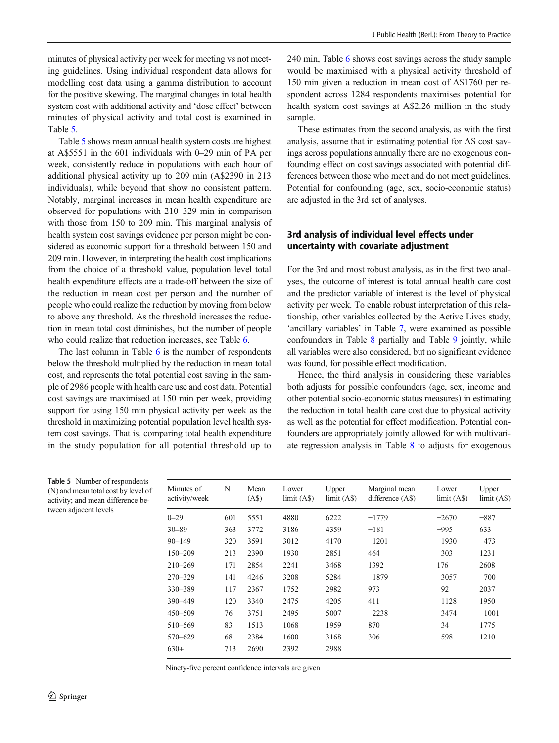minutes of physical activity per week for meeting vs not meeting guidelines. Using individual respondent data allows for modelling cost data using a gamma distribution to account for the positive skewing. The marginal changes in total health system cost with additional activity and 'dose effect' between minutes of physical activity and total cost is examined in Table 5.

Table 5 shows mean annual health system costs are highest at A$5551 in the 601 individuals with 0–29 min of PA per week, consistently reduce in populations with each hour of additional physical activity up to 209 min (A$2390 in 213 individuals), while beyond that show no consistent pattern. Notably, marginal increases in mean health expenditure are observed for populations with 210–329 min in comparison with those from 150 to 209 min. This marginal analysis of health system cost savings evidence per person might be considered as economic support for a threshold between 150 and 209 min. However, in interpreting the health cost implications from the choice of a threshold value, population level total health expenditure effects are a trade-off between the size of the reduction in mean cost per person and the number of people who could realize the reduction by moving from below to above any threshold. As the threshold increases the reduction in mean total cost diminishes, but the number of people who could realize that reduction increases, see Table 6.

The last column in Table 6 is the number of respondents below the threshold multiplied by the reduction in mean total cost, and represents the total potential cost saving in the sample of 2986 people with health care use and cost data. Potential cost savings are maximised at 150 min per week, providing support for using 150 min physical activity per week as the threshold in maximizing potential population level health system cost savings. That is, comparing total health expenditure in the study population for all potential threshold up to 240 min, Table 6 shows cost savings across the study sample would be maximised with a physical activity threshold of 150 min given a reduction in mean cost of A$1760 per respondent across 1284 respondents maximises potential for health system cost savings at A$2.26 million in the study sample.

These estimates from the second analysis, as with the first analysis, assume that in estimating potential for A$ cost savings across populations annually there are no exogenous confounding effect on cost savings associated with potential differences between those who meet and do not meet guidelines. Potential for confounding (age, sex, socio-economic status) are adjusted in the 3rd set of analyses.

## 3rd analysis of individual level effects under uncertainty with covariate adjustment

For the 3rd and most robust analysis, as in the first two analyses, the outcome of interest is total annual health care cost and the predictor variable of interest is the level of physical activity per week. To enable robust interpretation of this relationship, other variables collected by the Active Lives study, 'ancillary variables' in Table 7, were examined as possible confounders in Table 8 partially and Table 9 jointly, while all variables were also considered, but no significant evidence was found, for possible effect modification.

Hence, the third analysis in considering these variables both adjusts for possible confounders (age, sex, income and other potential socio-economic status measures) in estimating the reduction in total health care cost due to physical activity as well as the potential for effect modification. Potential confounders are appropriately jointly allowed for with multivariate regression analysis in Table 8 to adjusts for exogenous

**Table 5** Number of respondents (N) and mean total cost by level of activity; and mean difference between adjacent levels

| Minutes of activity/week | N | Mean (A$) | Lower limit (A$) | Upper limit (A$) | Marginal mean difference (A$) | Lower limit (A$) | Upper limit (A$) |
|---|---|---|---|---|---|---|---|
| 0–29 | 601 | 5551 | 4880 | 6222 | −1779 | −2670 | −887 |
| 30–89 | 363 | 3772 | 3186 | 4359 | −181 | −995 | 633 |
| 90–149 | 320 | 3591 | 3012 | 4170 | −1201 | −1930 | −473 |
| 150–209 | 213 | 2390 | 1930 | 2851 | 464 | −303 | 1231 |
| 210–269 | 171 | 2854 | 2241 | 3468 | 1392 | 176 | 2608 |
| 270–329 | 141 | 4246 | 3208 | 5284 | −1879 | −3057 | −700 |
| 330–389 | 117 | 2367 | 1752 | 2982 | 973 | −92 | 2037 |
| 390–449 | 120 | 3340 | 2475 | 4205 | 411 | −1128 | 1950 |
| 450–509 | 76 | 3751 | 2495 | 5007 | −2238 | −3474 | −1001 |
| 510–569 | 83 | 1513 | 1068 | 1959 | 870 | −34 | 1775 |
| 570–629 | 68 | 2384 | 1600 | 3168 | 306 | −598 | 1210 |
| 630+ | 713 | 2690 | 2392 | 2988 | | | |

Ninety-five percent confidence intervals are given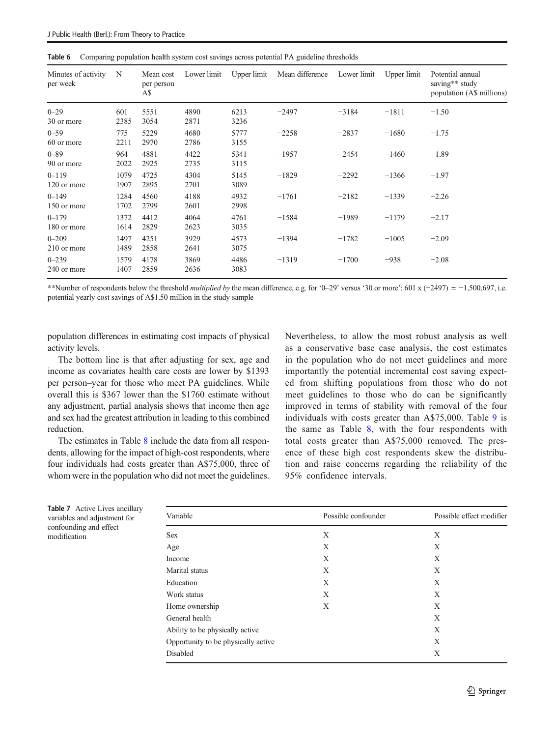**Table 6** Comparing population health system cost savings across potential PA guideline thresholds

| Minutes of activity per week | N | Mean cost per person A$ | Lower limit | Upper limit | Mean difference | Lower limit | Upper limit | Potential annual saving** study population (A$ millions) |
|---|---|---|---|---|---|---|---|---|
| 0–29 | 601 | 5551 | 4890 | 6213 | −2497 | −3184 | −1811 | −1.50 |
| 30 or more | 2385 | 3054 | 2871 | 3236 | | | | |
| 0–59 | 775 | 5229 | 4680 | 5777 | −2258 | −2837 | −1680 | −1.75 |
| 60 or more | 2211 | 2970 | 2786 | 3155 | | | | |
| 0–89 | 964 | 4881 | 4422 | 5341 | −1957 | −2454 | −1460 | −1.89 |
| 90 or more | 2022 | 2925 | 2735 | 3115 | | | | |
| 0–119 | 1079 | 4725 | 4304 | 5145 | −1829 | −2292 | −1366 | −1.97 |
| 120 or more | 1907 | 2895 | 2701 | 3089 | | | | |
| 0–149 | 1284 | 4560 | 4188 | 4932 | −1761 | −2182 | −1339 | −2.26 |
| 150 or more | 1702 | 2799 | 2601 | 2998 | | | | |
| 0–179 | 1372 | 4412 | 4064 | 4761 | −1584 | −1989 | −1179 | −2.17 |
| 180 or more | 1614 | 2829 | 2623 | 3035 | | | | |
| 0–209 | 1497 | 4251 | 3929 | 4573 | −1394 | −1782 | −1005 | −2.09 |
| 210 or more | 1489 | 2858 | 2641 | 3075 | | | | |
| 0–239 | 1579 | 4178 | 3869 | 4486 | −1319 | −1700 | −938 | −2.08 |
| 240 or more | 1407 | 2859 | 2636 | 3083 | | | | |

**Number of respondents below the threshold *multiplied by* the mean difference, e.g. for '0–29' versus '30 or more': 601 x (−2497) = −1,500,697, i.e. potential yearly cost savings of A$1.50 million in the study sample

population differences in estimating cost impacts of physical activity levels.

The bottom line is that after adjusting for sex, age and income as covariates health care costs are lower by $1393 per person–year for those who meet PA guidelines. While overall this is $367 lower than the $1760 estimate without any adjustment, partial analysis shows that income then age and sex had the greatest attribution in leading to this combined reduction.

The estimates in Table 8 include the data from all respondents, allowing for the impact of high-cost respondents, where four individuals had costs greater than A$75,000, three of whom were in the population who did not meet the guidelines. Nevertheless, to allow the most robust analysis as well as a conservative base case analysis, the cost estimates in the population who do not meet guidelines and more importantly the potential incremental cost saving expected from shifting populations from those who do not meet guidelines to those who do can be significantly improved in terms of stability with removal of the four individuals with costs greater than A$75,000. Table 9 is the same as Table 8, with the four respondents with total costs greater than A$75,000 removed. The presence of these high cost respondents skew the distribution and raise concerns regarding the reliability of the 95% confidence intervals.

**Table 7** Active Lives ancillary variables and adjustment for confounding and effect modification

| Variable | Possible confounder | Possible effect modifier |
|---|---|---|
| Sex | X | X |
| Age | X | X |
| Income | X | X |
| Marital status | X | X |
| Education | X | X |
| Work status | X | X |
| Home ownership | X | X |
| General health | | X |
| Ability to be physically active | | X |
| Opportunity to be physically active | | X |
| Disabled | | X |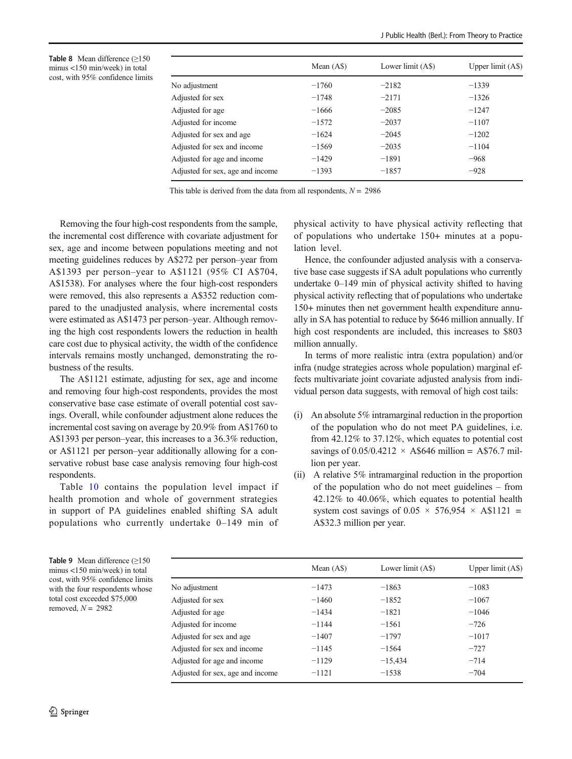**Table 8** Mean difference (≥150 minus <150 min/week) in total cost, with 95% confidence limits

| | Mean (A$) | Lower limit (A$) | Upper limit (A$) |
|---|---|---|---|
| No adjustment | −1760 | −2182 | −1339 |
| Adjusted for sex | −1748 | −2171 | −1326 |
| Adjusted for age | −1666 | −2085 | −1247 |
| Adjusted for income | −1572 | −2037 | −1107 |
| Adjusted for sex and age | −1624 | −2045 | −1202 |
| Adjusted for sex and income | −1569 | −2035 | −1104 |
| Adjusted for age and income | −1429 | −1891 | −968 |
| Adjusted for sex, age and income | −1393 | −1857 | −928 |

This table is derived from the data from all respondents, $N = 2986$

Removing the four high-cost respondents from the sample, the incremental cost difference with covariate adjustment for sex, age and income between populations meeting and not meeting guidelines reduces by A$272 per person–year from A$1393 per person–year to A$1121 (95% CI A$704, A$1538). For analyses where the four high-cost responders were removed, this also represents a A$352 reduction compared to the unadjusted analysis, where incremental costs were estimated as A$1473 per person–year. Although removing the high cost respondents lowers the reduction in health care cost due to physical activity, the width of the confidence intervals remains mostly unchanged, demonstrating the robustness of the results.

The A$1121 estimate, adjusting for sex, age and income and removing four high-cost respondents, provides the most conservative base case estimate of overall potential cost savings. Overall, while confounder adjustment alone reduces the incremental cost saving on average by 20.9% from A$1760 to A$1393 per person–year, this increases to a 36.3% reduction, or A$1121 per person–year additionally allowing for a conservative robust base case analysis removing four high-cost respondents.

Table 10 contains the population level impact if health promotion and whole of government strategies in support of PA guidelines enabled shifting SA adult populations who currently undertake 0–149 min of physical activity to have physical activity reflecting that of populations who undertake 150+ minutes at a population level.

Hence, the confounder adjusted analysis with a conservative base case suggests if SA adult populations who currently undertake 0–149 min of physical activity shifted to having physical activity reflecting that of populations who undertake 150+ minutes then net government health expenditure annually in SA has potential to reduce by $646 million annually. If high cost respondents are included, this increases to $803 million annually.

In terms of more realistic intra (extra population) and/or infra (nudge strategies across whole population) marginal effects multivariate joint covariate adjusted analysis from individual person data suggests, with removal of high cost tails:

(i) An absolute 5% intramarginal reduction in the proportion of the population who do not meet PA guidelines, i.e. from 42.12% to 37.12%, which equates to potential cost savings of $0.05/0.4212 \times$ A$646 million = A$76.7 million per year.

(ii) A relative 5% intramarginal reduction in the proportion of the population who do not meet guidelines – from 42.12% to 40.06%, which equates to potential health system cost savings of $0.05 \times 576{,}954 \times$ A$1121 = A$32.3 million per year.

**Table 9** Mean difference (≥150 minus <150 min/week) in total cost, with 95% confidence limits with the four respondents whose total cost exceeded $75,000 removed, $N = 2982$

| | Mean (A$) | Lower limit (A$) | Upper limit (A$) |
|---|---|---|---|
| No adjustment | −1473 | −1863 | −1083 |
| Adjusted for sex | −1460 | −1852 | −1067 |
| Adjusted for age | −1434 | −1821 | −1046 |
| Adjusted for income | −1144 | −1561 | −726 |
| Adjusted for sex and age | −1407 | −1797 | −1017 |
| Adjusted for sex and income | −1145 | −1564 | −727 |
| Adjusted for age and income | −1129 | −15,434 | −714 |
| Adjusted for sex, age and income | −1121 | −1538 | −704 |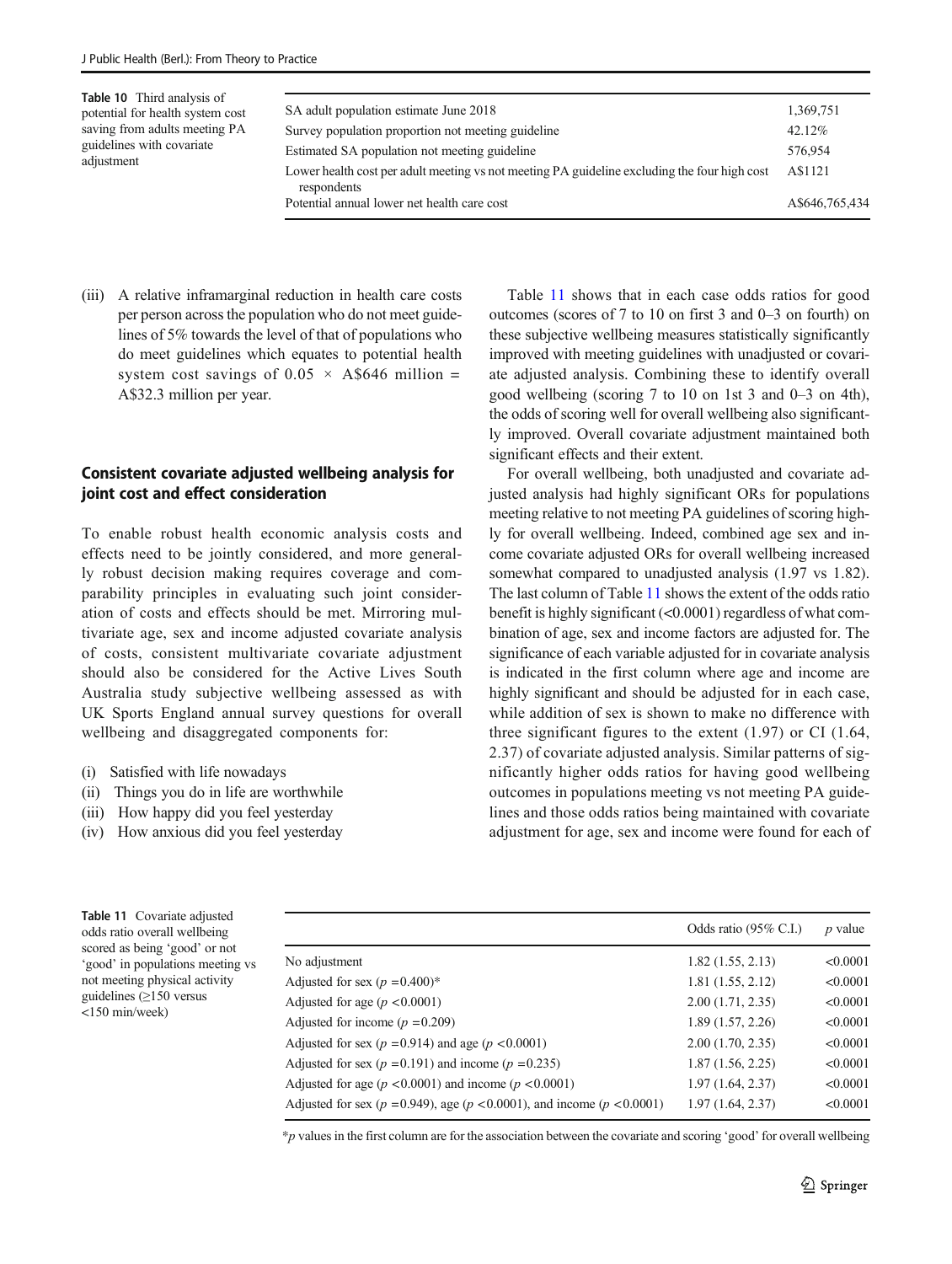Table 10 Third analysis of potential for health system cost saving from adults meeting PA guidelines with covariate adjustment

| | |
|---|---|
| SA adult population estimate June 2018 | 1,369,751 |
| Survey population proportion not meeting guideline | 42.12% |
| Estimated SA population not meeting guideline | 576,954 |
| Lower health cost per adult meeting vs not meeting PA guideline excluding the four high cost respondents | A$1121 |
| Potential annual lower net health care cost | A$646,765,434 |

(iii) A relative inframarginal reduction in health care costs per person across the population who do not meet guidelines of 5% towards the level of that of populations who do meet guidelines which equates to potential health system cost savings of $0.05 \times$ A$646 million = A$32.3 million per year.

## Consistent covariate adjusted wellbeing analysis for joint cost and effect consideration

To enable robust health economic analysis costs and effects need to be jointly considered, and more generally robust decision making requires coverage and comparability principles in evaluating such joint consideration of costs and effects should be met. Mirroring multivariate age, sex and income adjusted covariate analysis of costs, consistent multivariate covariate adjustment should also be considered for the Active Lives South Australia study subjective wellbeing assessed as with UK Sports England annual survey questions for overall wellbeing and disaggregated components for:

(i) Satisfied with life nowadays
(ii) Things you do in life are worthwhile
(iii) How happy did you feel yesterday
(iv) How anxious did you feel yesterday

Table 11 shows that in each case odds ratios for good outcomes (scores of 7 to 10 on first 3 and 0–3 on fourth) on these subjective wellbeing measures statistically significantly improved with meeting guidelines with unadjusted or covariate adjusted analysis. Combining these to identify overall good wellbeing (scoring 7 to 10 on 1st 3 and 0–3 on 4th), the odds of scoring well for overall wellbeing also significantly improved. Overall covariate adjustment maintained both significant effects and their extent.

For overall wellbeing, both unadjusted and covariate adjusted analysis had highly significant ORs for populations meeting relative to not meeting PA guidelines of scoring highly for overall wellbeing. Indeed, combined age sex and income covariate adjusted ORs for overall wellbeing increased somewhat compared to unadjusted analysis (1.97 vs 1.82). The last column of Table 11 shows the extent of the odds ratio benefit is highly significant (<0.0001) regardless of what combination of age, sex and income factors are adjusted for. The significance of each variable adjusted for in covariate analysis is indicated in the first column where age and income are highly significant and should be adjusted for in each case, while addition of sex is shown to make no difference with three significant figures to the extent (1.97) or CI (1.64, 2.37) of covariate adjusted analysis. Similar patterns of significantly higher odds ratios for having good wellbeing outcomes in populations meeting vs not meeting PA guidelines and those odds ratios being maintained with covariate adjustment for age, sex and income were found for each of

Table 11 Covariate adjusted odds ratio overall wellbeing scored as being 'good' or not 'good' in populations meeting vs not meeting physical activity guidelines (≥150 versus <150 min/week)

| | Odds ratio (95% C.I.) | *p* value |
|---|---|---|
| No adjustment | 1.82 (1.55, 2.13) | <0.0001 |
| Adjusted for sex ($p$ =0.400)* | 1.81 (1.55, 2.12) | <0.0001 |
| Adjusted for age ($p$ <0.0001) | 2.00 (1.71, 2.35) | <0.0001 |
| Adjusted for income ($p$ =0.209) | 1.89 (1.57, 2.26) | <0.0001 |
| Adjusted for sex ($p$ =0.914) and age ($p$ <0.0001) | 2.00 (1.70, 2.35) | <0.0001 |
| Adjusted for sex ($p$ =0.191) and income ($p$ =0.235) | 1.87 (1.56, 2.25) | <0.0001 |
| Adjusted for age ($p$ <0.0001) and income ($p$ <0.0001) | 1.97 (1.64, 2.37) | <0.0001 |
| Adjusted for sex ($p$ =0.949), age ($p$ <0.0001), and income ($p$ <0.0001) | 1.97 (1.64, 2.37) | <0.0001 |

*$p$ values in the first column are for the association between the covariate and scoring 'good' for overall wellbeing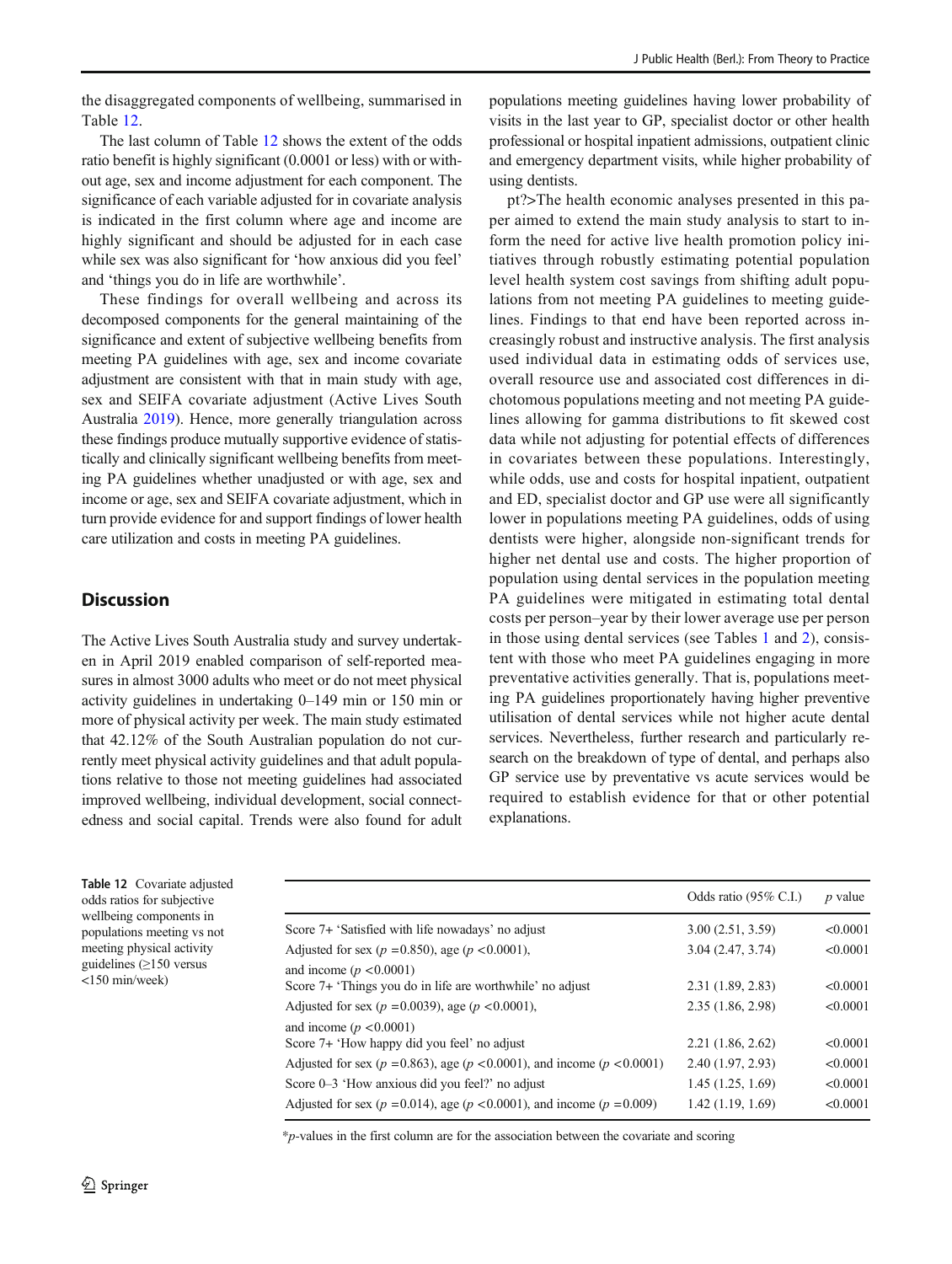the disaggregated components of wellbeing, summarised in Table 12.

The last column of Table 12 shows the extent of the odds ratio benefit is highly significant (0.0001 or less) with or without age, sex and income adjustment for each component. The significance of each variable adjusted for in covariate analysis is indicated in the first column where age and income are highly significant and should be adjusted for in each case while sex was also significant for 'how anxious did you feel' and 'things you do in life are worthwhile'.

These findings for overall wellbeing and across its decomposed components for the general maintaining of the significance and extent of subjective wellbeing benefits from meeting PA guidelines with age, sex and income covariate adjustment are consistent with that in main study with age, sex and SEIFA covariate adjustment (Active Lives South Australia 2019). Hence, more generally triangulation across these findings produce mutually supportive evidence of statistically and clinically significant wellbeing benefits from meeting PA guidelines whether unadjusted or with age, sex and income or age, sex and SEIFA covariate adjustment, which in turn provide evidence for and support findings of lower health care utilization and costs in meeting PA guidelines.

## Discussion

The Active Lives South Australia study and survey undertaken in April 2019 enabled comparison of self-reported measures in almost 3000 adults who meet or do not meet physical activity guidelines in undertaking 0–149 min or 150 min or more of physical activity per week. The main study estimated that 42.12% of the South Australian population do not currently meet physical activity guidelines and that adult populations relative to those not meeting guidelines had associated improved wellbeing, individual development, social connectedness and social capital. Trends were also found for adult populations meeting guidelines having lower probability of visits in the last year to GP, specialist doctor or other health professional or hospital inpatient admissions, outpatient clinic and emergency department visits, while higher probability of using dentists.

pt?>The health economic analyses presented in this paper aimed to extend the main study analysis to start to inform the need for active live health promotion policy initiatives through robustly estimating potential population level health system cost savings from shifting adult populations from not meeting PA guidelines to meeting guidelines. Findings to that end have been reported across increasingly robust and instructive analysis. The first analysis used individual data in estimating odds of services use, overall resource use and associated cost differences in dichotomous populations meeting and not meeting PA guidelines allowing for gamma distributions to fit skewed cost data while not adjusting for potential effects of differences in covariates between these populations. Interestingly, while odds, use and costs for hospital inpatient, outpatient and ED, specialist doctor and GP use were all significantly lower in populations meeting PA guidelines, odds of using dentists were higher, alongside non-significant trends for higher net dental use and costs. The higher proportion of population using dental services in the population meeting PA guidelines were mitigated in estimating total dental costs per person–year by their lower average use per person in those using dental services (see Tables 1 and 2), consistent with those who meet PA guidelines engaging in more preventative activities generally. That is, populations meeting PA guidelines proportionately having higher preventive utilisation of dental services while not higher acute dental services. Nevertheless, further research and particularly research on the breakdown of type of dental, and perhaps also GP service use by preventative vs acute services would be required to establish evidence for that or other potential explanations.

**Table 12** Covariate adjusted odds ratios for subjective wellbeing components in populations meeting vs not meeting physical activity guidelines (≥150 versus <150 min/week)

| | Odds ratio (95% C.I.) | *p* value |
|---|---|---|
| Score 7+ 'Satisfied with life nowadays' no adjust | 3.00 (2.51, 3.59) | <0.0001 |
| Adjusted for sex ($p$ =0.850), age ($p$ <0.0001), and income ($p$ <0.0001) | 3.04 (2.47, 3.74) | <0.0001 |
| Score 7+ 'Things you do in life are worthwhile' no adjust | 2.31 (1.89, 2.83) | <0.0001 |
| Adjusted for sex ($p$ =0.0039), age ($p$ <0.0001), and income ($p$ <0.0001) | 2.35 (1.86, 2.98) | <0.0001 |
| Score 7+ 'How happy did you feel' no adjust | 2.21 (1.86, 2.62) | <0.0001 |
| Adjusted for sex ($p$ =0.863), age ($p$ <0.0001), and income ($p$ <0.0001) | 2.40 (1.97, 2.93) | <0.0001 |
| Score 0–3 'How anxious did you feel?' no adjust | 1.45 (1.25, 1.69) | <0.0001 |
| Adjusted for sex ($p$ =0.014), age ($p$ <0.0001), and income ($p$ =0.009) | 1.42 (1.19, 1.69) | <0.0001 |

*$p$-values in the first column are for the association between the covariate and scoring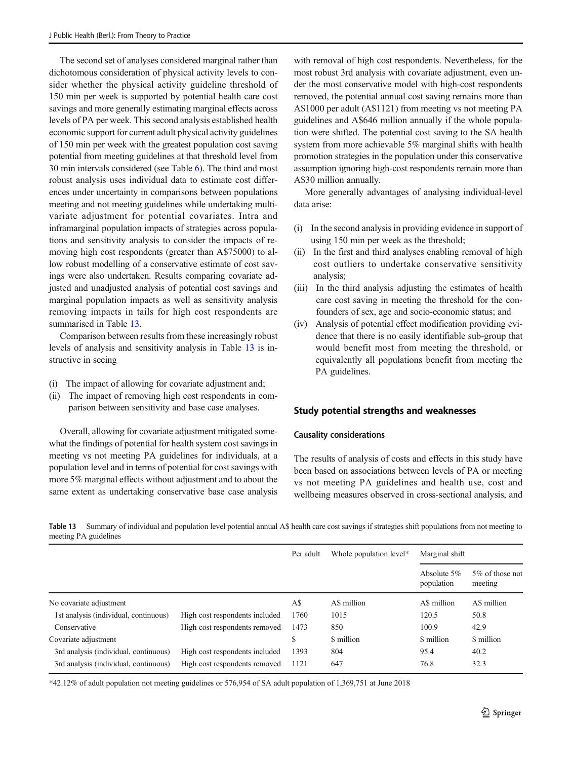The second set of analyses considered marginal rather than dichotomous consideration of physical activity levels to consider whether the physical activity guideline threshold of 150 min per week is supported by potential health care cost savings and more generally estimating marginal effects across levels of PA per week. This second analysis established health economic support for current adult physical activity guidelines of 150 min per week with the greatest population cost saving potential from meeting guidelines at that threshold level from 30 min intervals considered (see Table 6). The third and most robust analysis uses individual data to estimate cost differences under uncertainty in comparisons between populations meeting and not meeting guidelines while undertaking multivariate adjustment for potential covariates. Intra and inframarginal population impacts of strategies across populations and sensitivity analysis to consider the impacts of removing high cost respondents (greater than A$75000) to allow robust modelling of a conservative estimate of cost savings were also undertaken. Results comparing covariate adjusted and unadjusted analysis of potential cost savings and marginal population impacts as well as sensitivity analysis removing impacts in tails for high cost respondents are summarised in Table 13.

Comparison between results from these increasingly robust levels of analysis and sensitivity analysis in Table 13 is instructive in seeing

(i) The impact of allowing for covariate adjustment and;
(ii) The impact of removing high cost respondents in comparison between sensitivity and base case analyses.

Overall, allowing for covariate adjustment mitigated somewhat the findings of potential for health system cost savings in meeting vs not meeting PA guidelines for individuals, at a population level and in terms of potential for cost savings with more 5% marginal effects without adjustment and to about the same extent as undertaking conservative base case analysis with removal of high cost respondents. Nevertheless, for the most robust 3rd analysis with covariate adjustment, even under the most conservative model with high-cost respondents removed, the potential annual cost saving remains more than A$1000 per adult (A$1121) from meeting vs not meeting PA guidelines and A$646 million annually if the whole population were shifted. The potential cost saving to the SA health system from more achievable 5% marginal shifts with health promotion strategies in the population under this conservative assumption ignoring high-cost respondents remain more than A$30 million annually.

More generally advantages of analysing individual-level data arise:

(i) In the second analysis in providing evidence in support of using 150 min per week as the threshold;
(ii) In the first and third analyses enabling removal of high cost outliers to undertake conservative sensitivity analysis;
(iii) In the third analysis adjusting the estimates of health care cost saving in meeting the threshold for the confounders of sex, age and socio-economic status; and
(iv) Analysis of potential effect modification providing evidence that there is no easily identifiable sub-group that would benefit most from meeting the threshold, or equivalently all populations benefit from meeting the PA guidelines.

## Study potential strengths and weaknesses

### Causality considerations

The results of analysis of costs and effects in this study have been based on associations between levels of PA or meeting vs not meeting PA guidelines and health use, cost and wellbeing measures observed in cross-sectional analysis, and

**Table 13** Summary of individual and population level potential annual A$ health care cost savings if strategies shift populations from not meeting to meeting PA guidelines

| | | Per adult | Whole population level* | Marginal shift | |
|---|---|---|---|---|---|
| | | | | Absolute 5% population | 5% of those not meeting |
| No covariate adjustment | | A$ | A$ million | A$ million | A$ million |
| 1st analysis (individual, continuous) | High cost respondents included | 1760 | 1015 | 120.5 | 50.8 |
| Conservative | High cost respondents removed | 1473 | 850 | 100.9 | 42.9 |
| Covariate adjustment | | $ | $ million | $ million | $ million |
| 3rd analysis (individual, continuous) | High cost respondents included | 1393 | 804 | 95.4 | 40.2 |
| 3rd analysis (individual, continuous) | High cost respondents removed | 1121 | 647 | 76.8 | 32.3 |

*42.12% of adult population not meeting guidelines or 576,954 of SA adult population of 1,369,751 at June 2018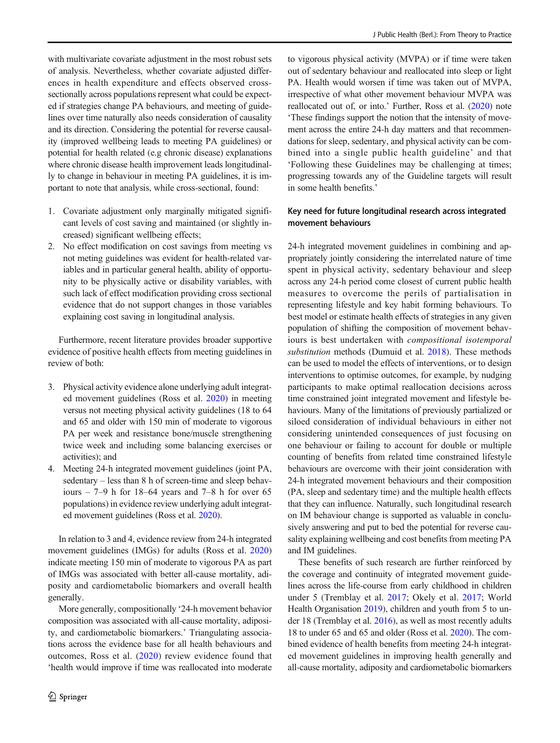with multivariate covariate adjustment in the most robust sets of analysis. Nevertheless, whether covariate adjusted differences in health expenditure and effects observed cross-sectionally across populations represent what could be expected if strategies change PA behaviours, and meeting of guidelines over time naturally also needs consideration of causality and its direction. Considering the potential for reverse causality (improved wellbeing leads to meeting PA guidelines) or potential for health related (e.g chronic disease) explanations where chronic disease health improvement leads longitudinally to change in behaviour in meeting PA guidelines, it is important to note that analysis, while cross-sectional, found:

1. Covariate adjustment only marginally mitigated significant levels of cost saving and maintained (or slightly increased) significant wellbeing effects;
2. No effect modification on cost savings from meeting vs not meting guidelines was evident for health-related variables and in particular general health, ability of opportunity to be physically active or disability variables, with such lack of effect modification providing cross sectional evidence that do not support changes in those variables explaining cost saving in longitudinal analysis.

Furthermore, recent literature provides broader supportive evidence of positive health effects from meeting guidelines in review of both:

3. Physical activity evidence alone underlying adult integrated movement guidelines (Ross et al. 2020) in meeting versus not meeting physical activity guidelines (18 to 64 and 65 and older with 150 min of moderate to vigorous PA per week and resistance bone/muscle strengthening twice week and including some balancing exercises or activities); and
4. Meeting 24-h integrated movement guidelines (joint PA, sedentary – less than 8 h of screen-time and sleep behaviours – 7–9 h for 18–64 years and 7–8 h for over 65 populations) in evidence review underlying adult integrated movement guidelines (Ross et al. 2020).

In relation to 3 and 4, evidence review from 24-h integrated movement guidelines (IMGs) for adults (Ross et al. 2020) indicate meeting 150 min of moderate to vigorous PA as part of IMGs was associated with better all-cause mortality, adiposity and cardiometabolic biomarkers and overall health generally.

More generally, compositionally '24-h movement behavior composition was associated with all-cause mortality, adiposity, and cardiometabolic biomarkers.' Triangulating associations across the evidence base for all health behaviours and outcomes, Ross et al. (2020) review evidence found that 'health would improve if time was reallocated into moderate to vigorous physical activity (MVPA) or if time were taken out of sedentary behaviour and reallocated into sleep or light PA. Health would worsen if time was taken out of MVPA, irrespective of what other movement behaviour MVPA was reallocated out of, or into.' Further, Ross et al. (2020) note 'These findings support the notion that the intensity of movement across the entire 24-h day matters and that recommendations for sleep, sedentary, and physical activity can be combined into a single public health guideline' and that 'Following these Guidelines may be challenging at times; progressing towards any of the Guideline targets will result in some health benefits.'

### Key need for future longitudinal research across integrated movement behaviours

24-h integrated movement guidelines in combining and appropriately jointly considering the interrelated nature of time spent in physical activity, sedentary behaviour and sleep across any 24-h period come closest of current public health measures to overcome the perils of partialisation in representing lifestyle and key habit forming behaviours. To best model or estimate health effects of strategies in any given population of shifting the composition of movement behaviours is best undertaken with *compositional isotemporal substitution* methods (Dumuid et al. 2018). These methods can be used to model the effects of interventions, or to design interventions to optimise outcomes, for example, by nudging participants to make optimal reallocation decisions across time constrained joint integrated movement and lifestyle behaviours. Many of the limitations of previously partialized or siloed consideration of individual behaviours in either not considering unintended consequences of just focusing on one behaviour or failing to account for double or multiple counting of benefits from related time constrained lifestyle behaviours are overcome with their joint consideration with 24-h integrated movement behaviours and their composition (PA, sleep and sedentary time) and the multiple health effects that they can influence. Naturally, such longitudinal research on IM behaviour change is supported as valuable in conclusively answering and put to bed the potential for reverse causality explaining wellbeing and cost benefits from meeting PA and IM guidelines.

These benefits of such research are further reinforced by the coverage and continuity of integrated movement guidelines across the life-course from early childhood in children under 5 (Tremblay et al. 2017; Okely et al. 2017; World Health Organisation 2019), children and youth from 5 to under 18 (Tremblay et al. 2016), as well as most recently adults 18 to under 65 and 65 and older (Ross et al. 2020). The combined evidence of health benefits from meeting 24-h integrated movement guidelines in improving health generally and all-cause mortality, adiposity and cardiometabolic biomarkers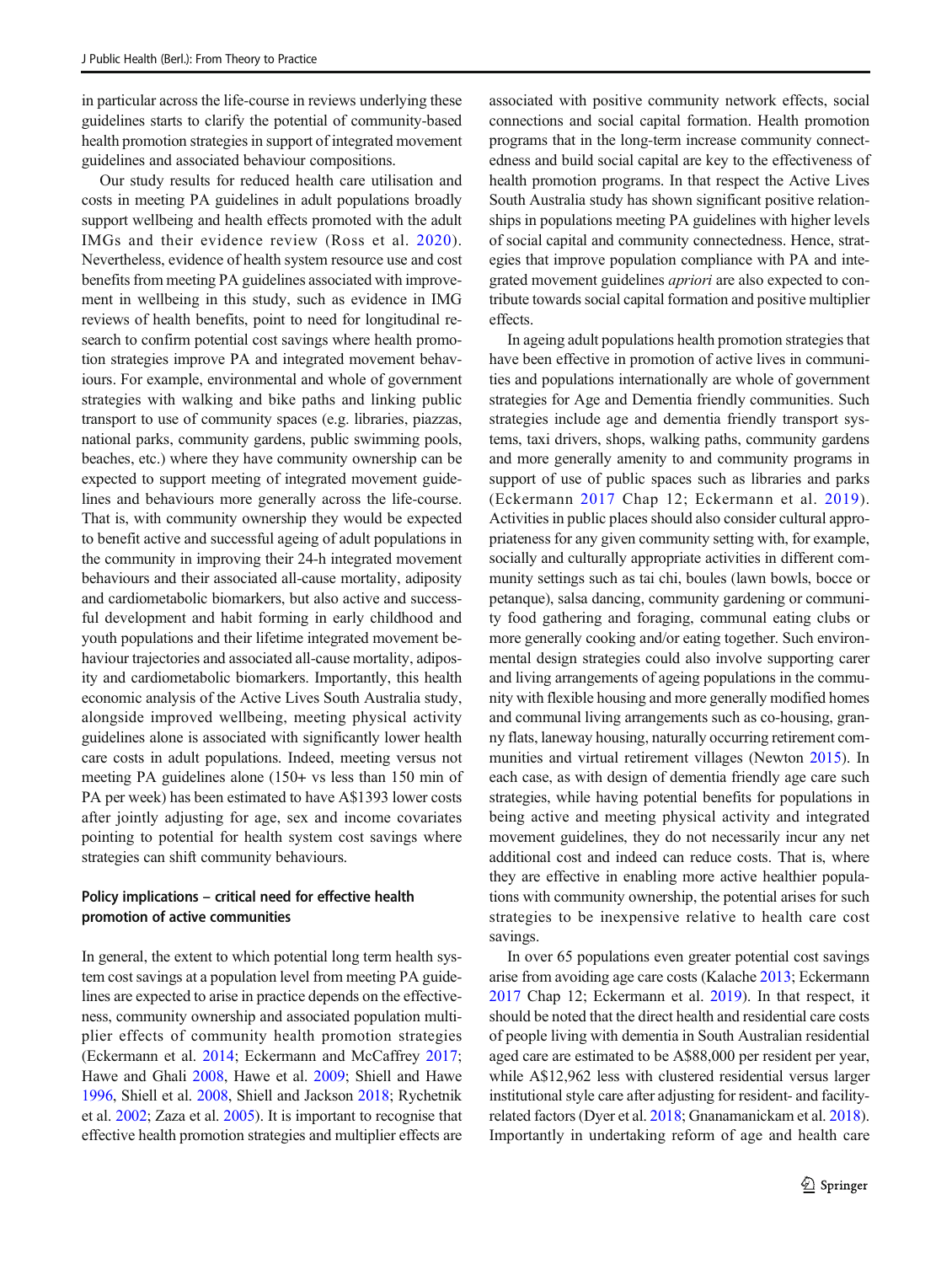in particular across the life-course in reviews underlying these guidelines starts to clarify the potential of community-based health promotion strategies in support of integrated movement guidelines and associated behaviour compositions.

Our study results for reduced health care utilisation and costs in meeting PA guidelines in adult populations broadly support wellbeing and health effects promoted with the adult IMGs and their evidence review (Ross et al. 2020). Nevertheless, evidence of health system resource use and cost benefits from meeting PA guidelines associated with improvement in wellbeing in this study, such as evidence in IMG reviews of health benefits, point to need for longitudinal research to confirm potential cost savings where health promotion strategies improve PA and integrated movement behaviours. For example, environmental and whole of government strategies with walking and bike paths and linking public transport to use of community spaces (e.g. libraries, piazzas, national parks, community gardens, public swimming pools, beaches, etc.) where they have community ownership can be expected to support meeting of integrated movement guidelines and behaviours more generally across the life-course. That is, with community ownership they would be expected to benefit active and successful ageing of adult populations in the community in improving their 24-h integrated movement behaviours and their associated all-cause mortality, adiposity and cardiometabolic biomarkers, but also active and successful development and habit forming in early childhood and youth populations and their lifetime integrated movement behaviour trajectories and associated all-cause mortality, adiposity and cardiometabolic biomarkers. Importantly, this health economic analysis of the Active Lives South Australia study, alongside improved wellbeing, meeting physical activity guidelines alone is associated with significantly lower health care costs in adult populations. Indeed, meeting versus not meeting PA guidelines alone (150+ vs less than 150 min of PA per week) has been estimated to have A$1393 lower costs after jointly adjusting for age, sex and income covariates pointing to potential for health system cost savings where strategies can shift community behaviours.

### Policy implications – critical need for effective health promotion of active communities

In general, the extent to which potential long term health system cost savings at a population level from meeting PA guidelines are expected to arise in practice depends on the effectiveness, community ownership and associated population multiplier effects of community health promotion strategies (Eckermann et al. 2014; Eckermann and McCaffrey 2017; Hawe and Ghali 2008, Hawe et al. 2009; Shiell and Hawe 1996, Shiell et al. 2008, Shiell and Jackson 2018; Rychetnik et al. 2002; Zaza et al. 2005). It is important to recognise that effective health promotion strategies and multiplier effects are associated with positive community network effects, social connections and social capital formation. Health promotion programs that in the long-term increase community connectedness and build social capital are key to the effectiveness of health promotion programs. In that respect the Active Lives South Australia study has shown significant positive relationships in populations meeting PA guidelines with higher levels of social capital and community connectedness. Hence, strategies that improve population compliance with PA and integrated movement guidelines *apriori* are also expected to contribute towards social capital formation and positive multiplier effects.

In ageing adult populations health promotion strategies that have been effective in promotion of active lives in communities and populations internationally are whole of government strategies for Age and Dementia friendly communities. Such strategies include age and dementia friendly transport systems, taxi drivers, shops, walking paths, community gardens and more generally amenity to and community programs in support of use of public spaces such as libraries and parks (Eckermann 2017 Chap 12; Eckermann et al. 2019). Activities in public places should also consider cultural appropriateness for any given community setting with, for example, socially and culturally appropriate activities in different community settings such as tai chi, boules (lawn bowls, bocce or petanque), salsa dancing, community gardening or community food gathering and foraging, communal eating clubs or more generally cooking and/or eating together. Such environmental design strategies could also involve supporting carer and living arrangements of ageing populations in the community with flexible housing and more generally modified homes and communal living arrangements such as co-housing, granny flats, laneway housing, naturally occurring retirement communities and virtual retirement villages (Newton 2015). In each case, as with design of dementia friendly age care such strategies, while having potential benefits for populations in being active and meeting physical activity and integrated movement guidelines, they do not necessarily incur any net additional cost and indeed can reduce costs. That is, where they are effective in enabling more active healthier populations with community ownership, the potential arises for such strategies to be inexpensive relative to health care cost savings.

In over 65 populations even greater potential cost savings arise from avoiding age care costs (Kalache 2013; Eckermann 2017 Chap 12; Eckermann et al. 2019). In that respect, it should be noted that the direct health and residential care costs of people living with dementia in South Australian residential aged care are estimated to be A$88,000 per resident per year, while A$12,962 less with clustered residential versus larger institutional style care after adjusting for resident- and facility-related factors (Dyer et al. 2018; Gnanamanickam et al. 2018). Importantly in undertaking reform of age and health care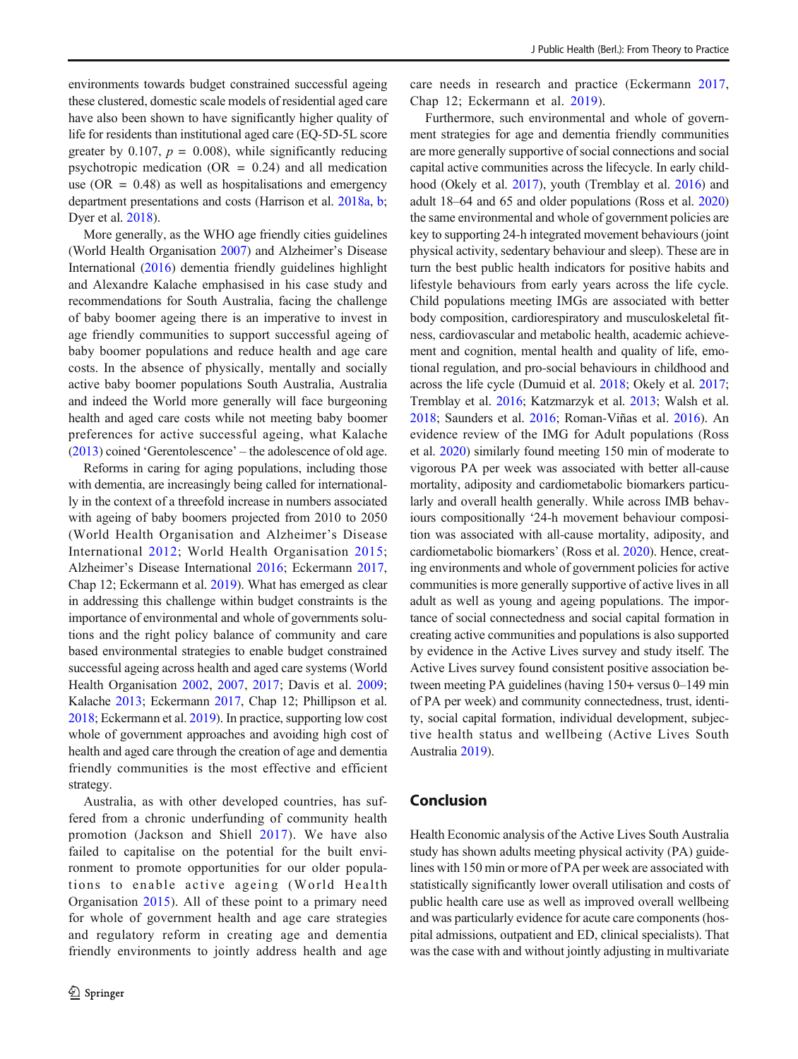environments towards budget constrained successful ageing these clustered, domestic scale models of residential aged care have also been shown to have significantly higher quality of life for residents than institutional aged care (EQ-5D-5L score greater by 0.107, $p = 0.008$), while significantly reducing psychotropic medication (OR = 0.24) and all medication use (OR = 0.48) as well as hospitalisations and emergency department presentations and costs (Harrison et al. 2018a, b; Dyer et al. 2018).

More generally, as the WHO age friendly cities guidelines (World Health Organisation 2007) and Alzheimer's Disease International (2016) dementia friendly guidelines highlight and Alexandre Kalache emphasised in his case study and recommendations for South Australia, facing the challenge of baby boomer ageing there is an imperative to invest in age friendly communities to support successful ageing of baby boomer populations and reduce health and age care costs. In the absence of physically, mentally and socially active baby boomer populations South Australia, Australia and indeed the World more generally will face burgeoning health and aged care costs while not meeting baby boomer preferences for active successful ageing, what Kalache (2013) coined 'Gerentolescence' – the adolescence of old age.

Reforms in caring for aging populations, including those with dementia, are increasingly being called for internationally in the context of a threefold increase in numbers associated with ageing of baby boomers projected from 2010 to 2050 (World Health Organisation and Alzheimer's Disease International 2012; World Health Organisation 2015; Alzheimer's Disease International 2016; Eckermann 2017, Chap 12; Eckermann et al. 2019). What has emerged as clear in addressing this challenge within budget constraints is the importance of environmental and whole of governments solutions and the right policy balance of community and care based environmental strategies to enable budget constrained successful ageing across health and aged care systems (World Health Organisation 2002, 2007, 2017; Davis et al. 2009; Kalache 2013; Eckermann 2017, Chap 12; Phillipson et al. 2018; Eckermann et al. 2019). In practice, supporting low cost whole of government approaches and avoiding high cost of health and aged care through the creation of age and dementia friendly communities is the most effective and efficient strategy.

Australia, as with other developed countries, has suffered from a chronic underfunding of community health promotion (Jackson and Shiell 2017). We have also failed to capitalise on the potential for the built environment to promote opportunities for our older populations to enable active ageing (World Health Organisation 2015). All of these point to a primary need for whole of government health and age care strategies and regulatory reform in creating age and dementia friendly environments to jointly address health and age care needs in research and practice (Eckermann 2017, Chap 12; Eckermann et al. 2019).

Furthermore, such environmental and whole of government strategies for age and dementia friendly communities are more generally supportive of social connections and social capital active communities across the lifecycle. In early childhood (Okely et al. 2017), youth (Tremblay et al. 2016) and adult 18–64 and 65 and older populations (Ross et al. 2020) the same environmental and whole of government policies are key to supporting 24-h integrated movement behaviours (joint physical activity, sedentary behaviour and sleep). These are in turn the best public health indicators for positive habits and lifestyle behaviours from early years across the life cycle. Child populations meeting IMGs are associated with better body composition, cardiorespiratory and musculoskeletal fitness, cardiovascular and metabolic health, academic achievement and cognition, mental health and quality of life, emotional regulation, and pro-social behaviours in childhood and across the life cycle (Dumuid et al. 2018; Okely et al. 2017; Tremblay et al. 2016; Katzmarzyk et al. 2013; Walsh et al. 2018; Saunders et al. 2016; Roman-Viñas et al. 2016). An evidence review of the IMG for Adult populations (Ross et al. 2020) similarly found meeting 150 min of moderate to vigorous PA per week was associated with better all-cause mortality, adiposity and cardiometabolic biomarkers particularly and overall health generally. While across IMB behaviours compositionally '24-h movement behaviour composition was associated with all-cause mortality, adiposity, and cardiometabolic biomarkers' (Ross et al. 2020). Hence, creating environments and whole of government policies for active communities is more generally supportive of active lives in all adult as well as young and ageing populations. The importance of social connectedness and social capital formation in creating active communities and populations is also supported by evidence in the Active Lives survey and study itself. The Active Lives survey found consistent positive association between meeting PA guidelines (having 150+ versus 0–149 min of PA per week) and community connectedness, trust, identity, social capital formation, individual development, subjective health status and wellbeing (Active Lives South Australia 2019).

## Conclusion

Health Economic analysis of the Active Lives South Australia study has shown adults meeting physical activity (PA) guidelines with 150 min or more of PA per week are associated with statistically significantly lower overall utilisation and costs of public health care use as well as improved overall wellbeing and was particularly evidence for acute care components (hospital admissions, outpatient and ED, clinical specialists). That was the case with and without jointly adjusting in multivariate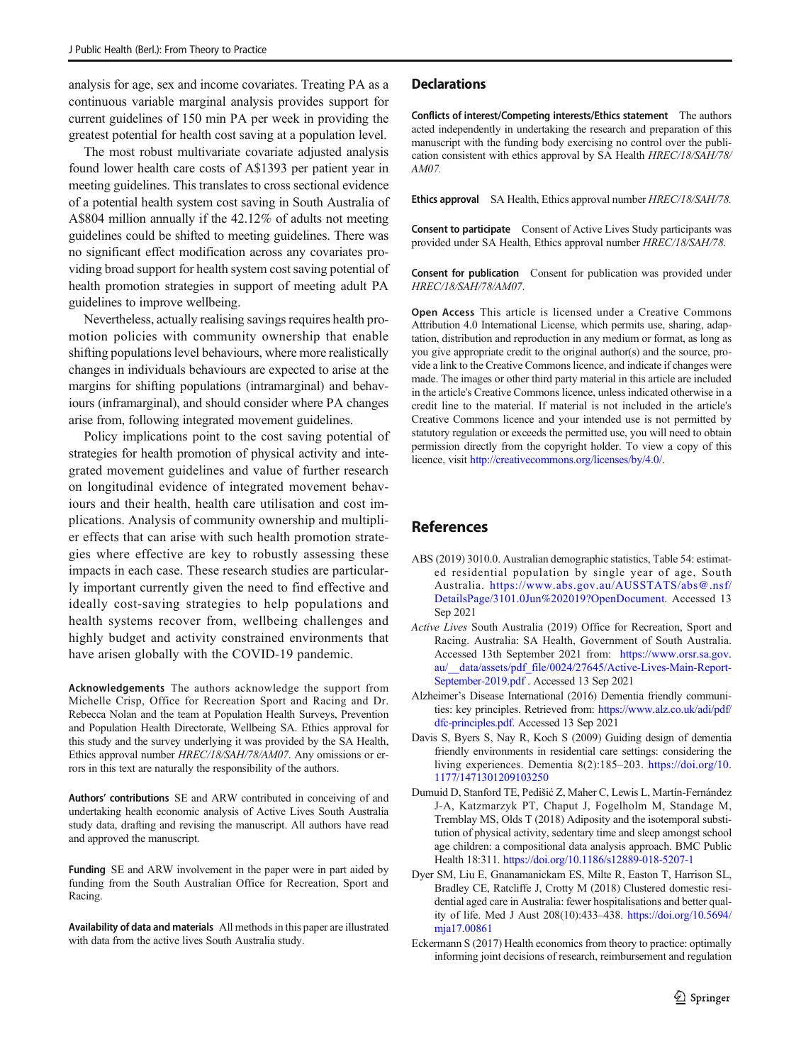analysis for age, sex and income covariates. Treating PA as a continuous variable marginal analysis provides support for current guidelines of 150 min PA per week in providing the greatest potential for health cost saving at a population level.

The most robust multivariate covariate adjusted analysis found lower health care costs of A$1393 per patient year in meeting guidelines. This translates to cross sectional evidence of a potential health system cost saving in South Australia of A$804 million annually if the 42.12% of adults not meeting guidelines could be shifted to meeting guidelines. There was no significant effect modification across any covariates providing broad support for health system cost saving potential of health promotion strategies in support of meeting adult PA guidelines to improve wellbeing.

Nevertheless, actually realising savings requires health promotion policies with community ownership that enable shifting populations level behaviours, where more realistically changes in individuals behaviours are expected to arise at the margins for shifting populations (intramarginal) and behaviours (inframarginal), and should consider where PA changes arise from, following integrated movement guidelines.

Policy implications point to the cost saving potential of strategies for health promotion of physical activity and integrated movement guidelines and value of further research on longitudinal evidence of integrated movement behaviours and their health, health care utilisation and cost implications. Analysis of community ownership and multiplier effects that can arise with such health promotion strategies where effective are key to robustly assessing these impacts in each case. These research studies are particularly important currently given the need to find effective and ideally cost-saving strategies to help populations and health systems recover from, wellbeing challenges and highly budget and activity constrained environments that have arisen globally with the COVID-19 pandemic.

**Acknowledgements** The authors acknowledge the support from Michelle Crisp, Office for Recreation Sport and Racing and Dr. Rebecca Nolan and the team at Population Health Surveys, Prevention and Population Health Directorate, Wellbeing SA. Ethics approval for this study and the survey underlying it was provided by the SA Health, Ethics approval number *HREC/18/SAH/78/AM07*. Any omissions or errors in this text are naturally the responsibility of the authors.

**Authors' contributions** SE and ARW contributed in conceiving of and undertaking health economic analysis of Active Lives South Australia study data, drafting and revising the manuscript. All authors have read and approved the manuscript.

**Funding** SE and ARW involvement in the paper were in part aided by funding from the South Australian Office for Recreation, Sport and Racing.

**Availability of data and materials** All methods in this paper are illustrated with data from the active lives South Australia study.

## Declarations

**Conflicts of interest/Competing interests/Ethics statement** The authors acted independently in undertaking the research and preparation of this manuscript with the funding body exercising no control over the publication consistent with ethics approval by SA Health *HREC/18/SAH/78/AM07.*

**Ethics approval** SA Health, Ethics approval number *HREC/18/SAH/78.*

**Consent to participate** Consent of Active Lives Study participants was provided under SA Health, Ethics approval number *HREC/18/SAH/78.*

**Consent for publication** Consent for publication was provided under *HREC/18/SAH/78/AM07*.

**Open Access** This article is licensed under a Creative Commons Attribution 4.0 International License, which permits use, sharing, adaptation, distribution and reproduction in any medium or format, as long as you give appropriate credit to the original author(s) and the source, provide a link to the Creative Commons licence, and indicate if changes were made. The images or other third party material in this article are included in the article's Creative Commons licence, unless indicated otherwise in a credit line to the material. If material is not included in the article's Creative Commons licence and your intended use is not permitted by statutory regulation or exceeds the permitted use, you will need to obtain permission directly from the copyright holder. To view a copy of this licence, visit http://creativecommons.org/licenses/by/4.0/.

## References

ABS (2019) 3010.0. Australian demographic statistics, Table 54: estimated residential population by single year of age, South Australia. https://www.abs.gov.au/AUSSTATS/abs@.nsf/DetailsPage/3101.0Jun%202019?OpenDocument. Accessed 13 Sep 2021

*Active Lives* South Australia (2019) Office for Recreation, Sport and Racing. Australia: SA Health, Government of South Australia. Accessed 13th September 2021 from: https://www.orsr.sa.gov.au/__data/assets/pdf_file/0024/27645/Active-Lives-Main-Report-September-2019.pdf. Accessed 13 Sep 2021

Alzheimer's Disease International (2016) Dementia friendly communities: key principles. Retrieved from: https://www.alz.co.uk/adi/pdf/dfc-principles.pdf. Accessed 13 Sep 2021

Davis S, Byers S, Nay R, Koch S (2009) Guiding design of dementia friendly environments in residential care settings: considering the living experiences. Dementia 8(2):185–203. https://doi.org/10.1177/1471301209103250

Dumuid D, Stanford TE, Pedišić Z, Maher C, Lewis L, Martín-Fernández J-A, Katzmarzyk PT, Chaput J, Fogelholm M, Standage M, Tremblay MS, Olds T (2018) Adiposity and the isotemporal substitution of physical activity, sedentary time and sleep amongst school age children: a compositional data analysis approach. BMC Public Health 18:311. https://doi.org/10.1186/s12889-018-5207-1

Dyer SM, Liu E, Gnanamanickam ES, Milte R, Easton T, Harrison SL, Bradley CE, Ratcliffe J, Crotty M (2018) Clustered domestic residential aged care in Australia: fewer hospitalisations and better quality of life. Med J Aust 208(10):433–438. https://doi.org/10.5694/mja17.00861

Eckermann S (2017) Health economics from theory to practice: optimally informing joint decisions of research, reimbursement and regulation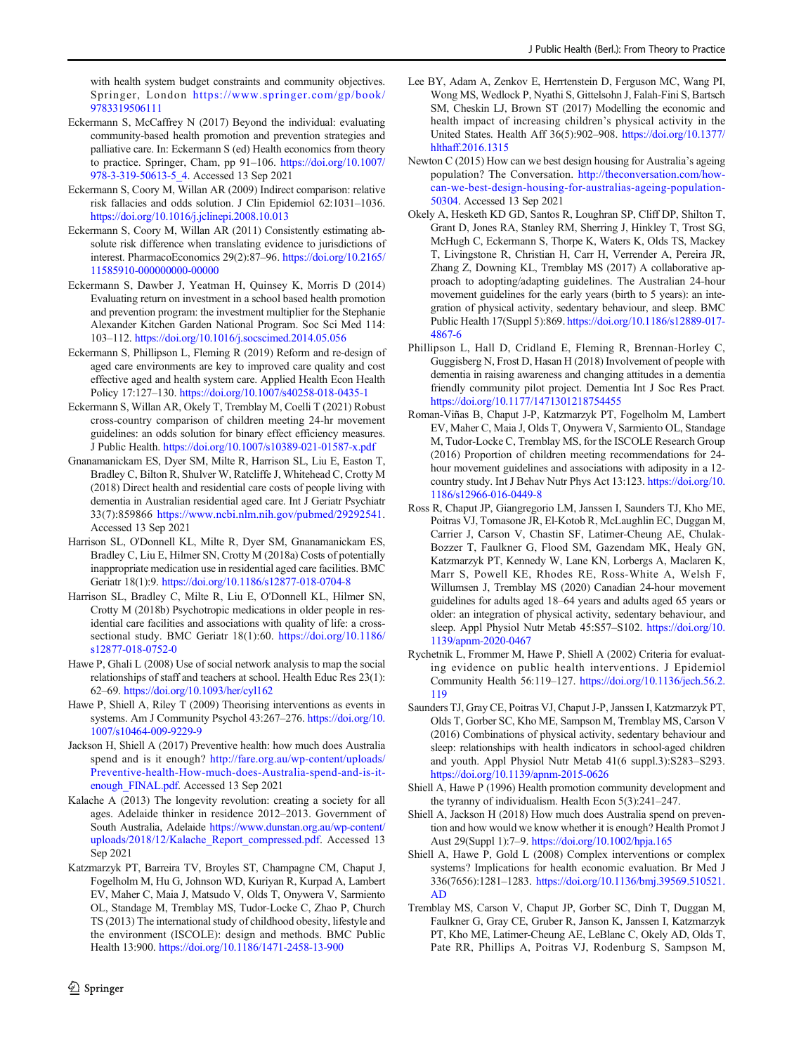with health system budget constraints and community objectives. Springer, London https://www.springer.com/gp/book/9783319506111

Eckermann S, McCaffrey N (2017) Beyond the individual: evaluating community-based health promotion and prevention strategies and palliative care. In: Eckermann S (ed) Health economics from theory to practice. Springer, Cham, pp 91–106. https://doi.org/10.1007/978-3-319-50613-5_4. Accessed 13 Sep 2021

Eckermann S, Coory M, Willan AR (2009) Indirect comparison: relative risk fallacies and odds solution. J Clin Epidemiol 62:1031–1036. https://doi.org/10.1016/j.jclinepi.2008.10.013

Eckermann S, Coory M, Willan AR (2011) Consistently estimating absolute risk difference when translating evidence to jurisdictions of interest. PharmacoEconomics 29(2):87–96. https://doi.org/10.2165/11585910-000000000-00000

Eckermann S, Dawber J, Yeatman H, Quinsey K, Morris D (2014) Evaluating return on investment in a school based health promotion and prevention program: the investment multiplier for the Stephanie Alexander Kitchen Garden National Program. Soc Sci Med 114:103–112. https://doi.org/10.1016/j.socscimed.2014.05.056

Eckermann S, Phillipson L, Fleming R (2019) Reform and re-design of aged care environments are key to improved care quality and cost effective aged and health system care. Applied Health Econ Health Policy 17:127–130. https://doi.org/10.1007/s40258-018-0435-1

Eckermann S, Willan AR, Okely T, Tremblay M, Coelli T (2021) Robust cross-country comparison of children meeting 24-hr movement guidelines: an odds solution for binary effect efficiency measures. J Public Health. https://doi.org/10.1007/s10389-021-01587-x.pdf

Gnanamanickam ES, Dyer SM, Milte R, Harrison SL, Liu E, Easton T, Bradley C, Bilton R, Shulver W, Ratcliffe J, Whitehead C, Crotty M (2018) Direct health and residential care costs of people living with dementia in Australian residential aged care. Int J Geriatr Psychiatr 33(7):859866 https://www.ncbi.nlm.nih.gov/pubmed/29292541. Accessed 13 Sep 2021

Harrison SL, O'Donnell KL, Milte R, Dyer SM, Gnanamanickam ES, Bradley C, Liu E, Hilmer SN, Crotty M (2018a) Costs of potentially inappropriate medication use in residential aged care facilities. BMC Geriatr 18(1):9. https://doi.org/10.1186/s12877-018-0704-8

Harrison SL, Bradley C, Milte R, Liu E, O'Donnell KL, Hilmer SN, Crotty M (2018b) Psychotropic medications in older people in residential care facilities and associations with quality of life: a cross-sectional study. BMC Geriatr 18(1):60. https://doi.org/10.1186/s12877-018-0752-0

Hawe P, Ghali L (2008) Use of social network analysis to map the social relationships of staff and teachers at school. Health Educ Res 23(1):62–69. https://doi.org/10.1093/her/cyl162

Hawe P, Shiell A, Riley T (2009) Theorising interventions as events in systems. Am J Community Psychol 43:267–276. https://doi.org/10.1007/s10464-009-9229-9

Jackson H, Shiell A (2017) Preventive health: how much does Australia spend and is it enough? http://fare.org.au/wp-content/uploads/Preventive-Health-How-much-does-Australia-spend-and-is-it-enough_FINAL.pdf. Accessed 13 Sep 2021

Kalache A (2013) The longevity revolution: creating a society for all ages. Adelaide thinker in residence 2012–2013. Government of South Australia, Adelaide https://www.dunstan.org.au/wp-content/uploads/2018/12/Kalache_Report_compressed.pdf. Accessed 13 Sep 2021

Katzmarzyk PT, Barreira TV, Broyles ST, Champagne CM, Chaput J, Fogelholm M, Hu G, Johnson WD, Kuriyan R, Kurpad A, Lambert EV, Maher C, Maia J, Matsudo V, Olds T, Onywera V, Sarmiento OL, Standage M, Tremblay MS, Tudor-Locke C, Zhao P, Church TS (2013) The international study of childhood obesity, lifestyle and the environment (ISCOLE): design and methods. BMC Public Health 13:900. https://doi.org/10.1186/1471-2458-13-900

Lee BY, Adam A, Zenkov E, Herrtenstein D, Ferguson MC, Wang PI, Wong MS, Wedlock P, Nyathi S, Gittelsohn J, Falah-Fini S, Bartsch SM, Cheskin LJ, Brown ST (2017) Modelling the economic and health impact of increasing children's physical activity in the United States. Health Aff 36(5):902–908. https://doi.org/10.1377/hlthaff.2016.1315

Newton C (2015) How can we best design housing for Australia's ageing population? The Conversation. http://theconversation.com/how-can-we-best-design-housing-for-australias-ageing-population-50304. Accessed 13 Sep 2021

Okely A, Hesketh KD GD, Santos R, Loughran SP, Cliff DP, Shilton T, Grant D, Jones RA, Stanley RM, Sherring J, Hinkley T, Trost SG, McHugh C, Eckermann S, Thorpe K, Waters K, Olds TS, Mackey T, Livingstone R, Christian H, Carr H, Verrender A, Pereira JR, Zhang Z, Downing KL, Tremblay MS (2017) A collaborative approach to adopting/adapting guidelines. The Australian 24-hour movement guidelines for the early years (birth to 5 years): an integration of physical activity, sedentary behaviour, and sleep. BMC Public Health 17(Suppl 5):869. https://doi.org/10.1186/s12889-017-4867-6

Phillipson L, Hall D, Cridland E, Fleming R, Brennan-Horley C, Guggisberg N, Frost D, Hasan H (2018) Involvement of people with dementia in raising awareness and changing attitudes in a dementia friendly community pilot project. Dementia Int J Soc Res Pract. https://doi.org/10.1177/1471301218754455

Roman-Viñas B, Chaput J-P, Katzmarzyk PT, Fogelholm M, Lambert EV, Maher C, Maia J, Olds T, Onywera V, Sarmiento OL, Standage M, Tudor-Locke C, Tremblay MS, for the ISCOLE Research Group (2016) Proportion of children meeting recommendations for 24-hour movement guidelines and associations with adiposity in a 12-country study. Int J Behav Nutr Phys Act 13:123. https://doi.org/10.1186/s12966-016-0449-8

Ross R, Chaput JP, Giangregorio LM, Janssen I, Saunders TJ, Kho ME, Poitras VJ, Tomasone JR, El-Kotob R, McLaughlin EC, Duggan M, Carrier J, Carson V, Chastin SF, Latimer-Cheung AE, Chulak-Bozzer T, Faulkner G, Flood SM, Gazendam MK, Healy GN, Katzmarzyk PT, Kennedy W, Lane KN, Lorbergs A, Maclaren K, Marr S, Powell KE, Rhodes RE, Ross-White A, Welsh F, Willumsen J, Tremblay MS (2020) Canadian 24-hour movement guidelines for adults aged 18–64 years and adults aged 65 years or older: an integration of physical activity, sedentary behaviour, and sleep. Appl Physiol Nutr Metab 45:S57–S102. https://doi.org/10.1139/apnm-2020-0467

Rychetnik L, Frommer M, Hawe P, Shiell A (2002) Criteria for evaluating evidence on public health interventions. J Epidemiol Community Health 56:119–127. https://doi.org/10.1136/jech.56.2.119

Saunders TJ, Gray CE, Poitras VJ, Chaput J-P, Janssen I, Katzmarzyk PT, Olds T, Gorber SC, Kho ME, Sampson M, Tremblay MS, Carson V (2016) Combinations of physical activity, sedentary behaviour and sleep: relationships with health indicators in school-aged children and youth. Appl Physiol Nutr Metab 41(6 suppl.3):S283–S293. https://doi.org/10.1139/apnm-2015-0626

Shiell A, Hawe P (1996) Health promotion community development and the tyranny of individualism. Health Econ 5(3):241–247.

Shiell A, Jackson H (2018) How much does Australia spend on prevention and how would we know whether it is enough? Health Promot J Aust 29(Suppl 1):7–9. https://doi.org/10.1002/hpja.165

Shiell A, Hawe P, Gold L (2008) Complex interventions or complex systems? Implications for health economic evaluation. Br Med J 336(7656):1281–1283. https://doi.org/10.1136/bmj.39569.510521.AD

Tremblay MS, Carson V, Chaput JP, Gorber SC, Dinh T, Duggan M, Faulkner G, Gray CE, Gruber R, Janson K, Janssen I, Katzmarzyk PT, Kho ME, Latimer-Cheung AE, LeBlanc C, Okely AD, Olds T, Pate RR, Phillips A, Poitras VJ, Rodenburg S, Sampson M,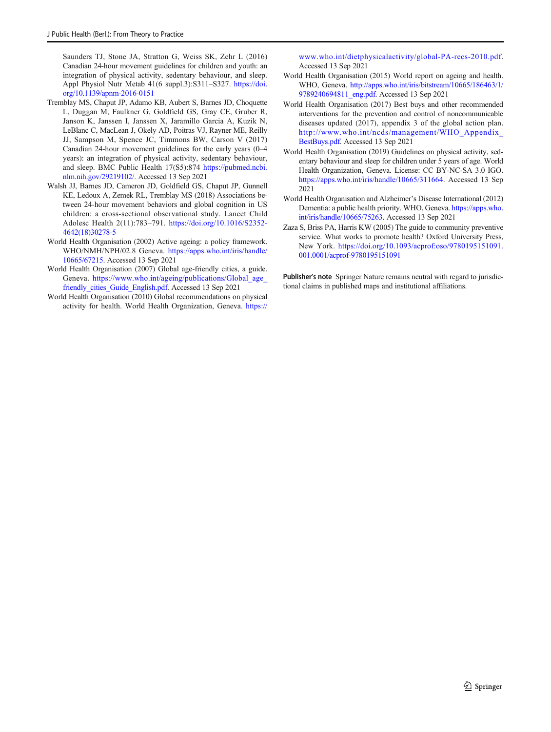Saunders TJ, Stone JA, Stratton G, Weiss SK, Zehr L (2016) Canadian 24-hour movement guidelines for children and youth: an integration of physical activity, sedentary behaviour, and sleep. Appl Physiol Nutr Metab 41(6 suppl.3):S311–S327. https://doi.org/10.1139/apnm-2016-0151

Tremblay MS, Chaput JP, Adamo KB, Aubert S, Barnes JD, Choquette L, Duggan M, Faulkner G, Goldfield GS, Gray CE, Gruber R, Janson K, Janssen I, Janssen X, Jaramillo Garcia A, Kuzik N, LeBlanc C, MacLean J, Okely AD, Poitras VJ, Rayner ME, Reilly JJ, Sampson M, Spence JC, Timmons BW, Carson V (2017) Canadian 24-hour movement guidelines for the early years (0–4 years): an integration of physical activity, sedentary behaviour, and sleep. BMC Public Health 17(S5):874 https://pubmed.ncbi.nlm.nih.gov/29219102/. Accessed 13 Sep 2021

Walsh JJ, Barnes JD, Cameron JD, Goldfield GS, Chaput JP, Gunnell KE, Ledoux A, Zemek RL, Tremblay MS (2018) Associations between 24-hour movement behaviors and global cognition in US children: a cross-sectional observational study. Lancet Child Adolesc Health 2(11):783–791. https://doi.org/10.1016/S2352-4642(18)30278-5

World Health Organisation (2002) Active ageing: a policy framework. WHO/NMH/NPH/02.8 Geneva. https://apps.who.int/iris/handle/10665/67215. Accessed 13 Sep 2021

World Health Organisation (2007) Global age-friendly cities, a guide. Geneva. https://www.who.int/ageing/publications/Global_age_friendly_cities_Guide_English.pdf. Accessed 13 Sep 2021

World Health Organisation (2010) Global recommendations on physical activity for health. World Health Organization, Geneva. https://www.who.int/dietphysicalactivity/global-PA-recs-2010.pdf. Accessed 13 Sep 2021

World Health Organisation (2015) World report on ageing and health. WHO, Geneva. http://apps.who.int/iris/bitstream/10665/186463/1/9789240694811_eng.pdf. Accessed 13 Sep 2021

World Health Organisation (2017) Best buys and other recommended interventions for the prevention and control of noncommunicable diseases updated (2017), appendix 3 of the global action plan. http://www.who.int/ncds/management/WHO_Appendix_BestBuys.pdf. Accessed 13 Sep 2021

World Health Organisation (2019) Guidelines on physical activity, sedentary behaviour and sleep for children under 5 years of age. World Health Organization, Geneva. License: CC BY-NC-SA 3.0 IGO. https://apps.who.int/iris/handle/10665/311664. Accessed 13 Sep 2021

World Health Organisation and Alzheimer's Disease International (2012) Dementia: a public health priority. WHO, Geneva. https://apps.who.int/iris/handle/10665/75263. Accessed 13 Sep 2021

Zaza S, Briss PA, Harris KW (2005) The guide to community preventive service. What works to promote health? Oxford University Press, New York. https://doi.org/10.1093/acprof:oso/9780195151091.001.0001/acprof-9780195151091

**Publisher's note** Springer Nature remains neutral with regard to jurisdictional claims in published maps and institutional affiliations.